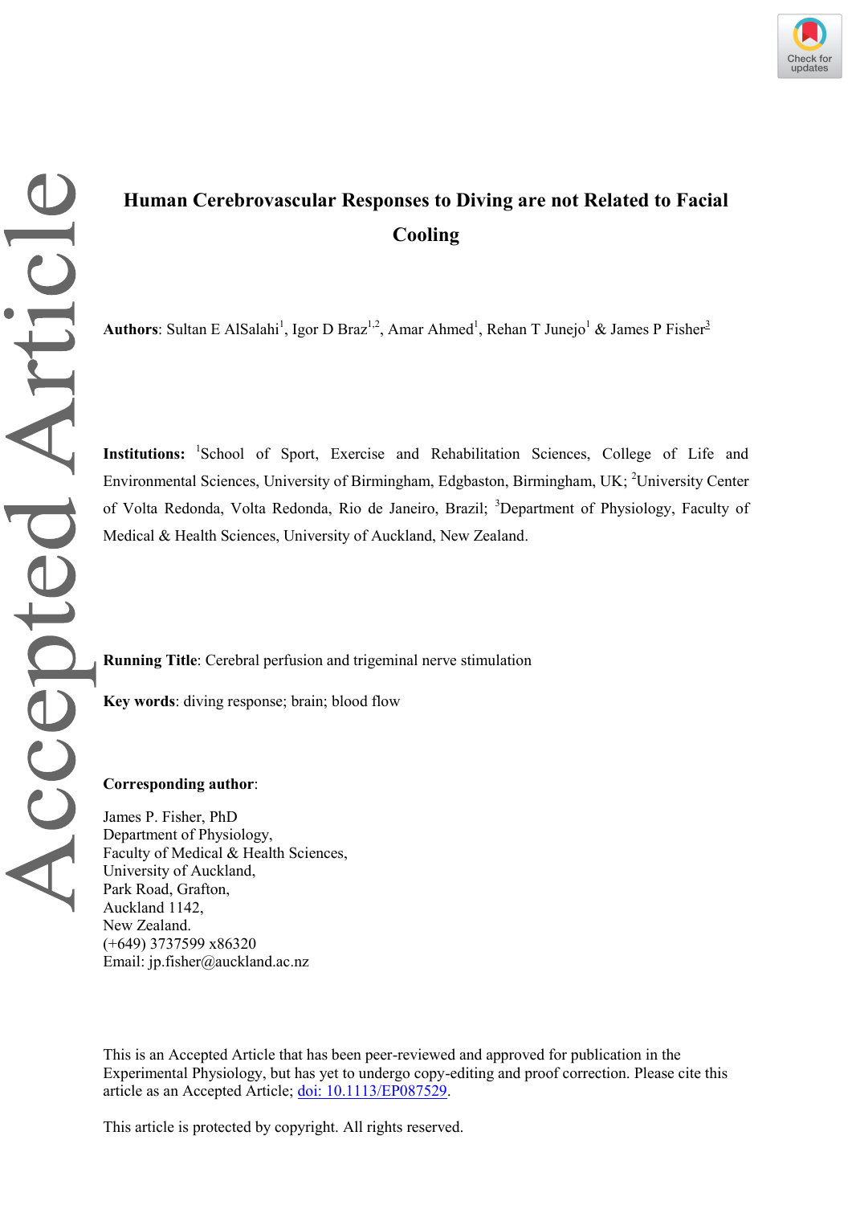# Human Cerebrovascular Responses to Diving are not Related to Facial Cooling

**Authors**: Sultan E AlSalahi[1], Igor D Braz[1,2], Amar Ahmed[1], Rehan T Junejo[1] & James P Fisher[3]

**Institutions:** [1]School of Sport, Exercise and Rehabilitation Sciences, College of Life and Environmental Sciences, University of Birmingham, Edgbaston, Birmingham, UK; [2]University Center of Volta Redonda, Volta Redonda, Rio de Janeiro, Brazil; [3]Department of Physiology, Faculty of Medical & Health Sciences, University of Auckland, New Zealand.

**Running Title**: Cerebral perfusion and trigeminal nerve stimulation

**Key words**: diving response; brain; blood flow

**Corresponding author**:

James P. Fisher, PhD
Department of Physiology,
Faculty of Medical & Health Sciences,
University of Auckland,
Park Road, Grafton,
Auckland 1142,
New Zealand.
(+649) 3737599 x86320
Email: jp.fisher@auckland.ac.nz

This is an Accepted Article that has been peer-reviewed and approved for publication in the Experimental Physiology, but has yet to undergo copy-editing and proof correction. Please cite this article as an Accepted Article; doi: 10.1113/EP087529.

This article is protected by copyright. All rights reserved.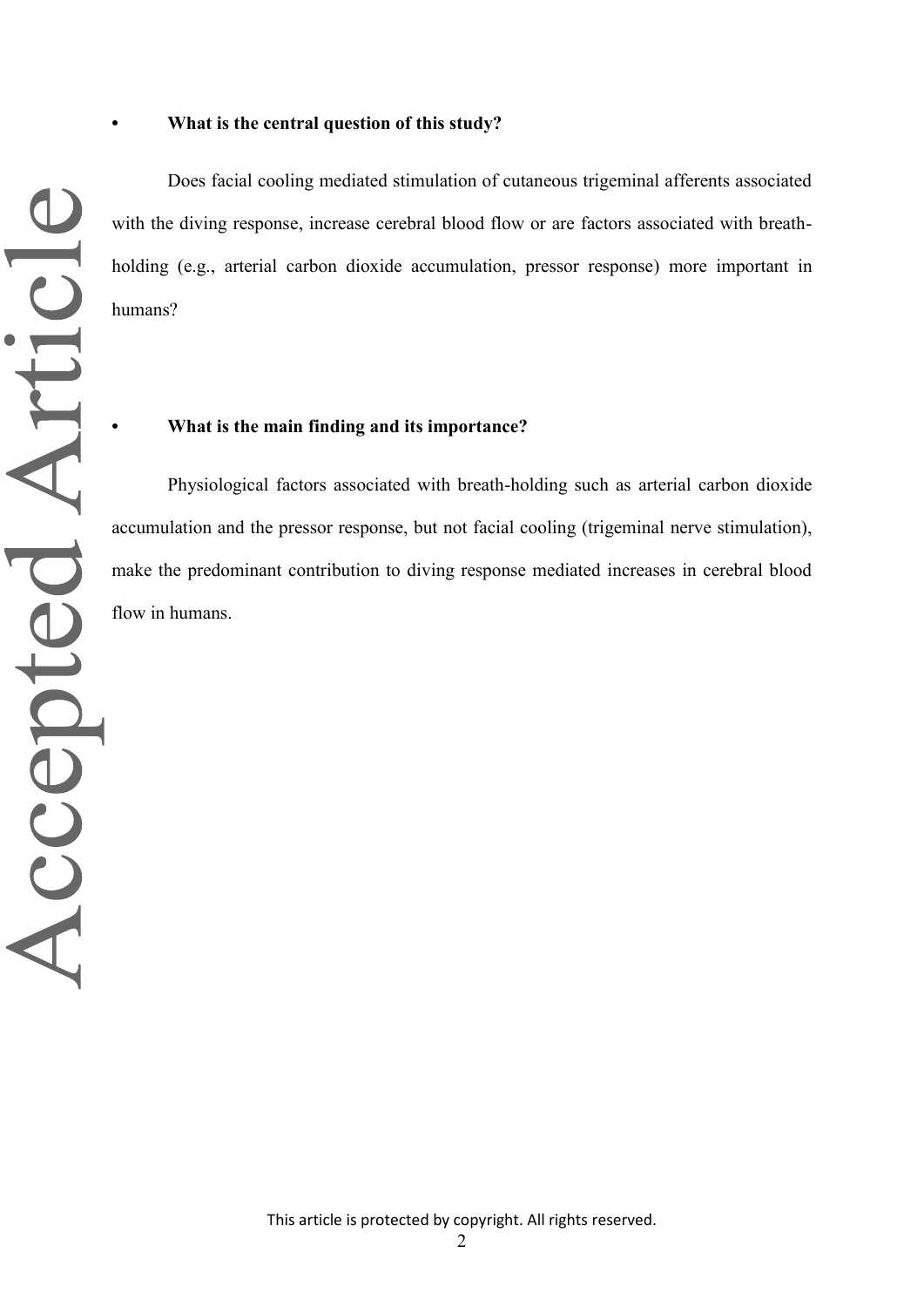- **What is the central question of this study?**

Does facial cooling mediated stimulation of cutaneous trigeminal afferents associated with the diving response, increase cerebral blood flow or are factors associated with breath-holding (e.g., arterial carbon dioxide accumulation, pressor response) more important in humans?

- **What is the main finding and its importance?**

Physiological factors associated with breath-holding such as arterial carbon dioxide accumulation and the pressor response, but not facial cooling (trigeminal nerve stimulation), make the predominant contribution to diving response mediated increases in cerebral blood flow in humans.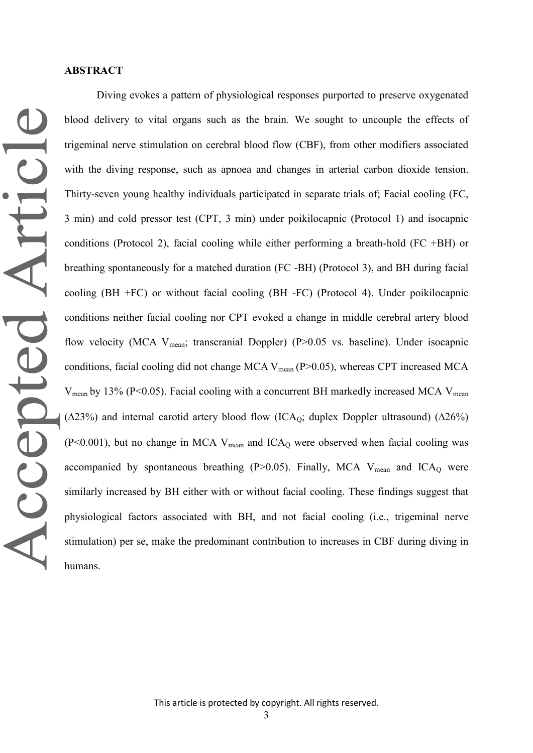## ABSTRACT

Diving evokes a pattern of physiological responses purported to preserve oxygenated blood delivery to vital organs such as the brain. We sought to uncouple the effects of trigeminal nerve stimulation on cerebral blood flow (CBF), from other modifiers associated with the diving response, such as apnoea and changes in arterial carbon dioxide tension. Thirty-seven young healthy individuals participated in separate trials of; Facial cooling (FC, 3 min) and cold pressor test (CPT, 3 min) under poikilocapnic (Protocol 1) and isocapnic conditions (Protocol 2), facial cooling while either performing a breath-hold (FC +BH) or breathing spontaneously for a matched duration (FC -BH) (Protocol 3), and BH during facial cooling (BH +FC) or without facial cooling (BH -FC) (Protocol 4). Under poikilocapnic conditions neither facial cooling nor CPT evoked a change in middle cerebral artery blood flow velocity (MCA $V_{mean}$; transcranial Doppler) ($P>0.05$ vs. baseline). Under isocapnic conditions, facial cooling did not change MCA $V_{mean}$ ($P>0.05$), whereas CPT increased MCA $V_{mean}$ by 13% ($P<0.05$). Facial cooling with a concurrent BH markedly increased MCA $V_{mean}$ ($\Delta$23%) and internal carotid artery blood flow ($ICA_Q$; duplex Doppler ultrasound) ($\Delta$26%) ($P<0.001$), but no change in MCA $V_{mean}$ and $ICA_Q$ were observed when facial cooling was accompanied by spontaneous breathing ($P>0.05$). Finally, MCA $V_{mean}$ and $ICA_Q$ were similarly increased by BH either with or without facial cooling. These findings suggest that physiological factors associated with BH, and not facial cooling (i.e., trigeminal nerve stimulation) per se, make the predominant contribution to increases in CBF during diving in humans.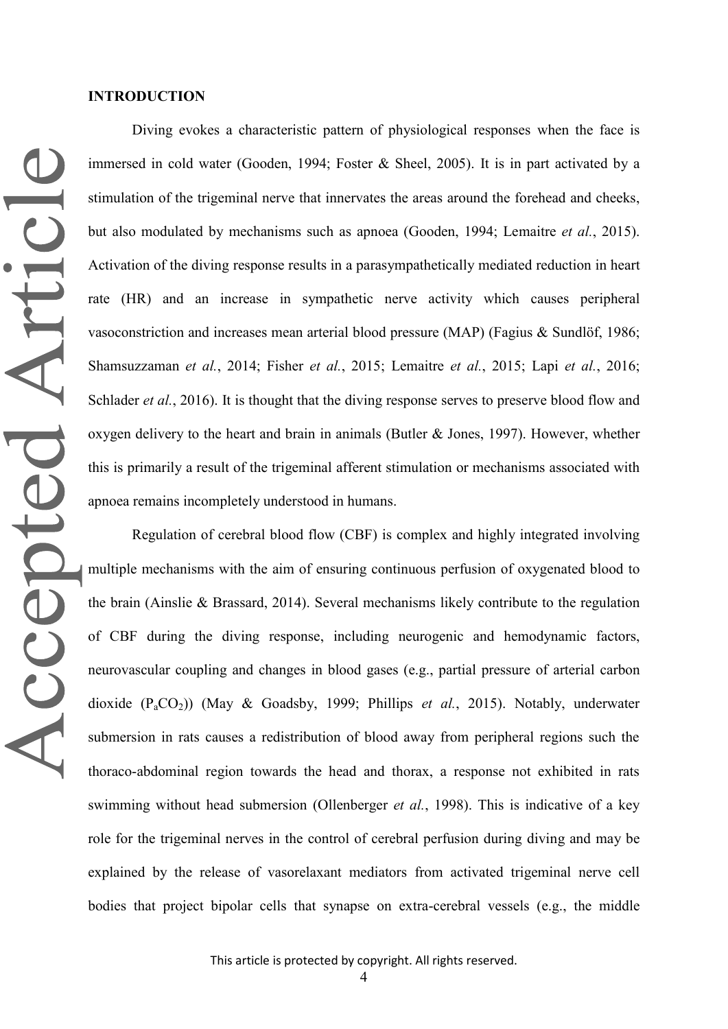## INTRODUCTION

Diving evokes a characteristic pattern of physiological responses when the face is immersed in cold water (Gooden, 1994; Foster & Sheel, 2005). It is in part activated by a stimulation of the trigeminal nerve that innervates the areas around the forehead and cheeks, but also modulated by mechanisms such as apnoea (Gooden, 1994; Lemaitre *et al.*, 2015). Activation of the diving response results in a parasympathetically mediated reduction in heart rate (HR) and an increase in sympathetic nerve activity which causes peripheral vasoconstriction and increases mean arterial blood pressure (MAP) (Fagius & Sundlöf, 1986; Shamsuzzaman *et al.*, 2014; Fisher *et al.*, 2015; Lemaitre *et al.*, 2015; Lapi *et al.*, 2016; Schlader *et al.*, 2016). It is thought that the diving response serves to preserve blood flow and oxygen delivery to the heart and brain in animals (Butler & Jones, 1997). However, whether this is primarily a result of the trigeminal afferent stimulation or mechanisms associated with apnoea remains incompletely understood in humans.

Regulation of cerebral blood flow (CBF) is complex and highly integrated involving multiple mechanisms with the aim of ensuring continuous perfusion of oxygenated blood to the brain (Ainslie & Brassard, 2014). Several mechanisms likely contribute to the regulation of CBF during the diving response, including neurogenic and hemodynamic factors, neurovascular coupling and changes in blood gases (e.g., partial pressure of arterial carbon dioxide ($P_aCO_2$)) (May & Goadsby, 1999; Phillips *et al.*, 2015). Notably, underwater submersion in rats causes a redistribution of blood away from peripheral regions such the thoraco-abdominal region towards the head and thorax, a response not exhibited in rats swimming without head submersion (Ollenberger *et al.*, 1998). This is indicative of a key role for the trigeminal nerves in the control of cerebral perfusion during diving and may be explained by the release of vasorelaxant mediators from activated trigeminal nerve cell bodies that project bipolar cells that synapse on extra-cerebral vessels (e.g., the middle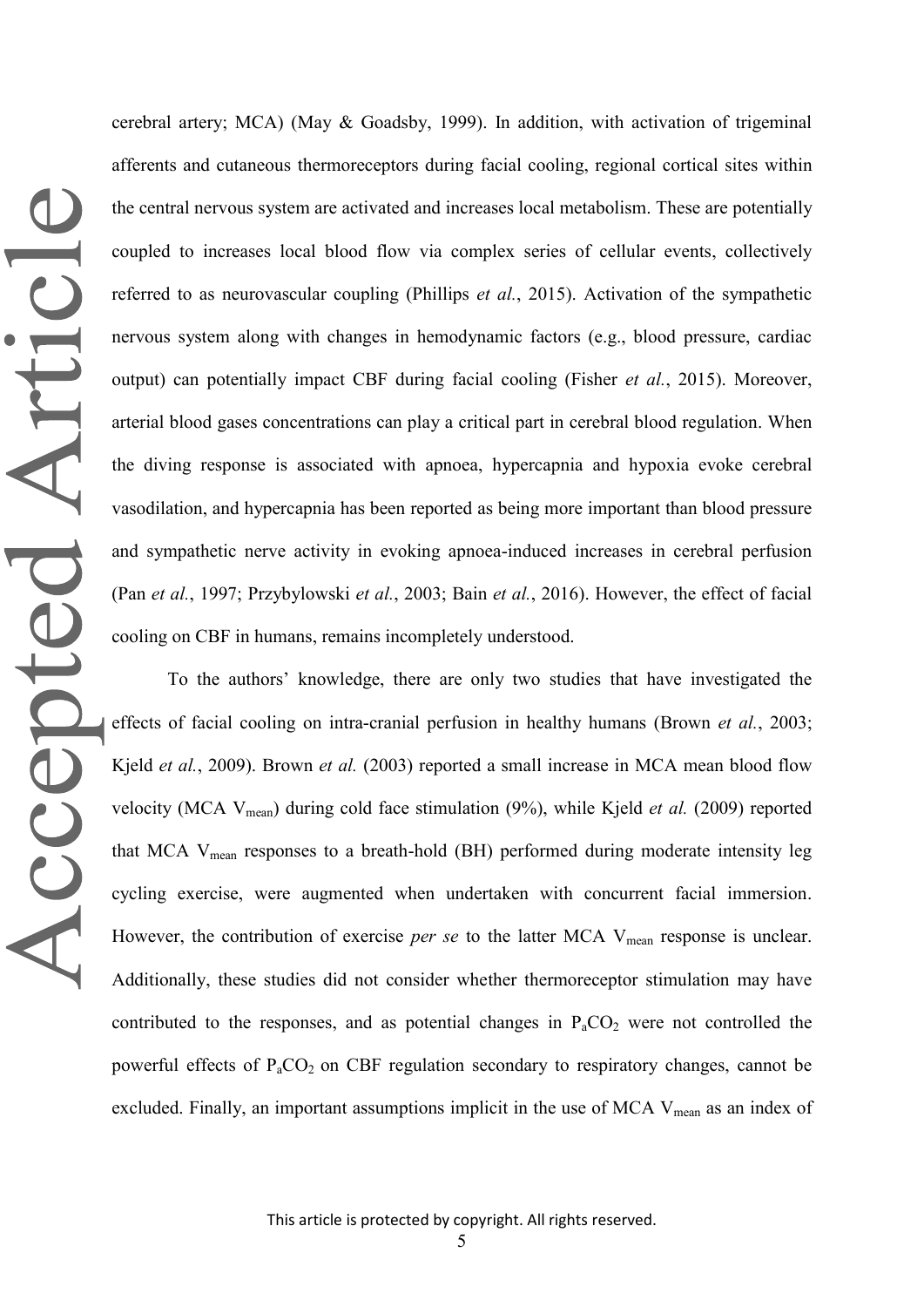cerebral artery; MCA) (May & Goadsby, 1999). In addition, with activation of trigeminal afferents and cutaneous thermoreceptors during facial cooling, regional cortical sites within the central nervous system are activated and increases local metabolism. These are potentially coupled to increases local blood flow via complex series of cellular events, collectively referred to as neurovascular coupling (Phillips *et al.*, 2015). Activation of the sympathetic nervous system along with changes in hemodynamic factors (e.g., blood pressure, cardiac output) can potentially impact CBF during facial cooling (Fisher *et al.*, 2015). Moreover, arterial blood gases concentrations can play a critical part in cerebral blood regulation. When the diving response is associated with apnoea, hypercapnia and hypoxia evoke cerebral vasodilation, and hypercapnia has been reported as being more important than blood pressure and sympathetic nerve activity in evoking apnoea-induced increases in cerebral perfusion (Pan *et al.*, 1997; Przybylowski *et al.*, 2003; Bain *et al.*, 2016). However, the effect of facial cooling on CBF in humans, remains incompletely understood.

To the authors' knowledge, there are only two studies that have investigated the effects of facial cooling on intra-cranial perfusion in healthy humans (Brown *et al.*, 2003; Kjeld *et al.*, 2009). Brown *et al.* (2003) reported a small increase in MCA mean blood flow velocity (MCA $V_{mean}$) during cold face stimulation (9%), while Kjeld *et al.* (2009) reported that MCA $V_{mean}$ responses to a breath-hold (BH) performed during moderate intensity leg cycling exercise, were augmented when undertaken with concurrent facial immersion. However, the contribution of exercise *per se* to the latter MCA $V_{mean}$ response is unclear. Additionally, these studies did not consider whether thermoreceptor stimulation may have contributed to the responses, and as potential changes in $P_aCO_2$ were not controlled the powerful effects of $P_aCO_2$ on CBF regulation secondary to respiratory changes, cannot be excluded. Finally, an important assumptions implicit in the use of MCA $V_{mean}$ as an index of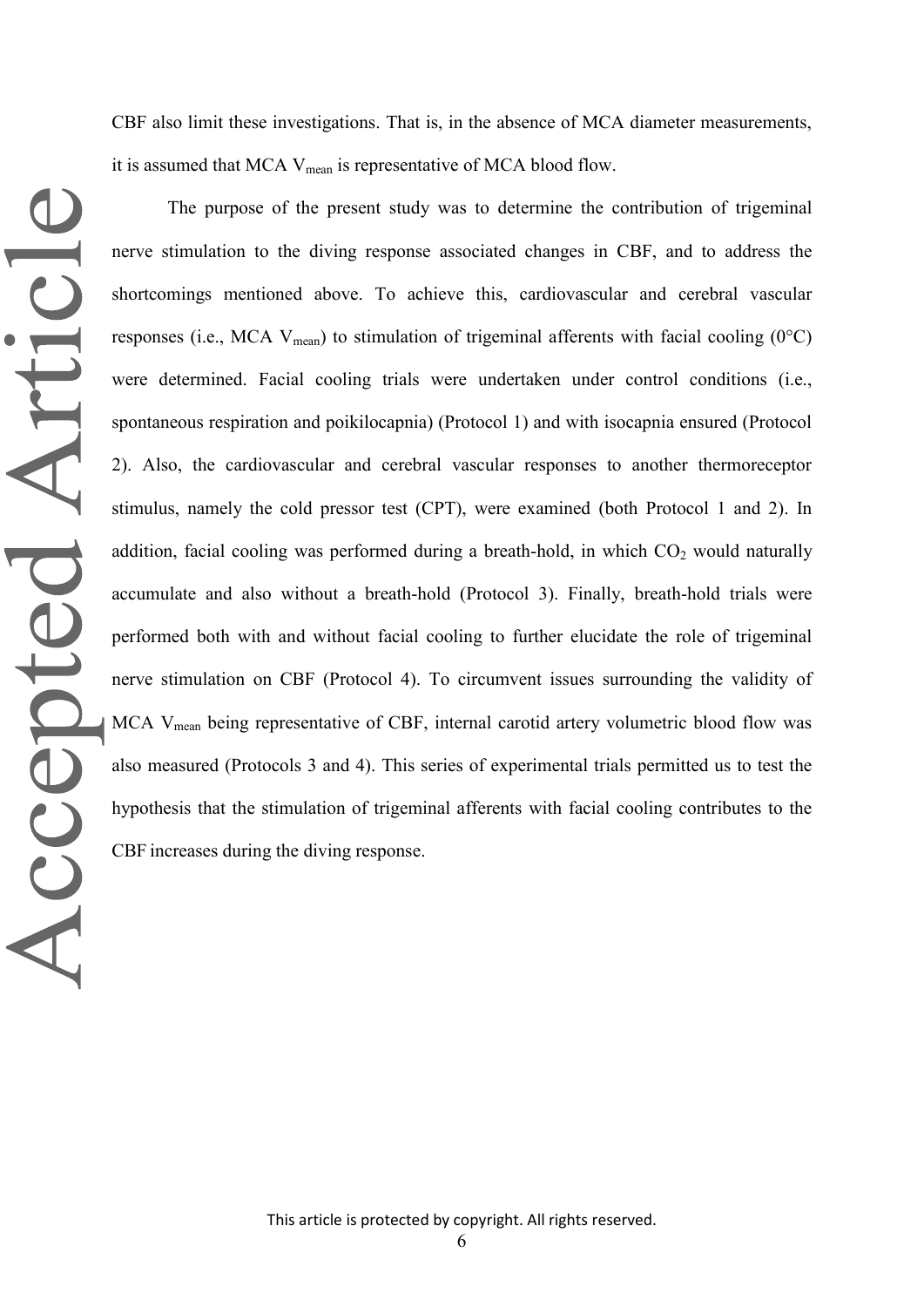CBF also limit these investigations. That is, in the absence of MCA diameter measurements, it is assumed that MCA $V_{mean}$ is representative of MCA blood flow.

The purpose of the present study was to determine the contribution of trigeminal nerve stimulation to the diving response associated changes in CBF, and to address the shortcomings mentioned above. To achieve this, cardiovascular and cerebral vascular responses (i.e., MCA $V_{mean}$) to stimulation of trigeminal afferents with facial cooling (0°C) were determined. Facial cooling trials were undertaken under control conditions (i.e., spontaneous respiration and poikilocapnia) (Protocol 1) and with isocapnia ensured (Protocol 2). Also, the cardiovascular and cerebral vascular responses to another thermoreceptor stimulus, namely the cold pressor test (CPT), were examined (both Protocol 1 and 2). In addition, facial cooling was performed during a breath-hold, in which $CO_2$ would naturally accumulate and also without a breath-hold (Protocol 3). Finally, breath-hold trials were performed both with and without facial cooling to further elucidate the role of trigeminal nerve stimulation on CBF (Protocol 4). To circumvent issues surrounding the validity of MCA $V_{mean}$ being representative of CBF, internal carotid artery volumetric blood flow was also measured (Protocols 3 and 4). This series of experimental trials permitted us to test the hypothesis that the stimulation of trigeminal afferents with facial cooling contributes to the CBF increases during the diving response.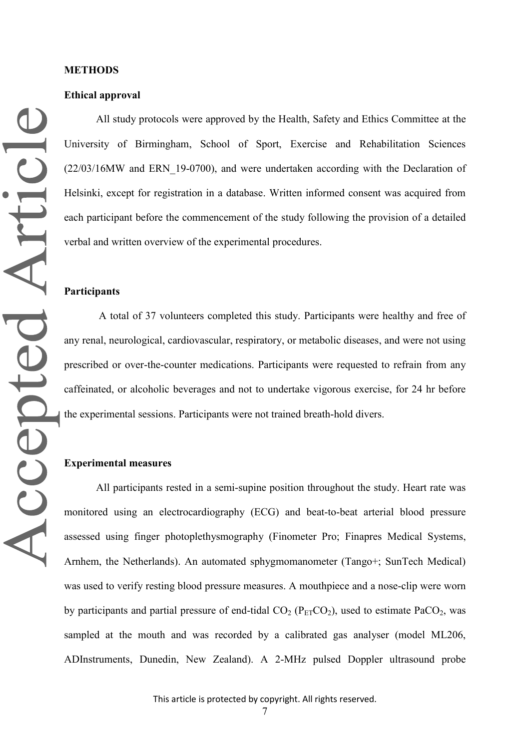## METHODS

### Ethical approval

All study protocols were approved by the Health, Safety and Ethics Committee at the University of Birmingham, School of Sport, Exercise and Rehabilitation Sciences (22/03/16MW and ERN_19-0700), and were undertaken according with the Declaration of Helsinki, except for registration in a database. Written informed consent was acquired from each participant before the commencement of the study following the provision of a detailed verbal and written overview of the experimental procedures.

### Participants

A total of 37 volunteers completed this study. Participants were healthy and free of any renal, neurological, cardiovascular, respiratory, or metabolic diseases, and were not using prescribed or over-the-counter medications. Participants were requested to refrain from any caffeinated, or alcoholic beverages and not to undertake vigorous exercise, for 24 hr before the experimental sessions. Participants were not trained breath-hold divers.

### Experimental measures

All participants rested in a semi-supine position throughout the study. Heart rate was monitored using an electrocardiography (ECG) and beat-to-beat arterial blood pressure assessed using finger photoplethysmography (Finometer Pro; Finapres Medical Systems, Arnhem, the Netherlands). An automated sphygmomanometer (Tango+; SunTech Medical) was used to verify resting blood pressure measures. A mouthpiece and a nose-clip were worn by participants and partial pressure of end-tidal $CO_2$ ($P_{ET}CO_2$), used to estimate $PaCO_2$, was sampled at the mouth and was recorded by a calibrated gas analyser (model ML206, ADInstruments, Dunedin, New Zealand). A 2-MHz pulsed Doppler ultrasound probe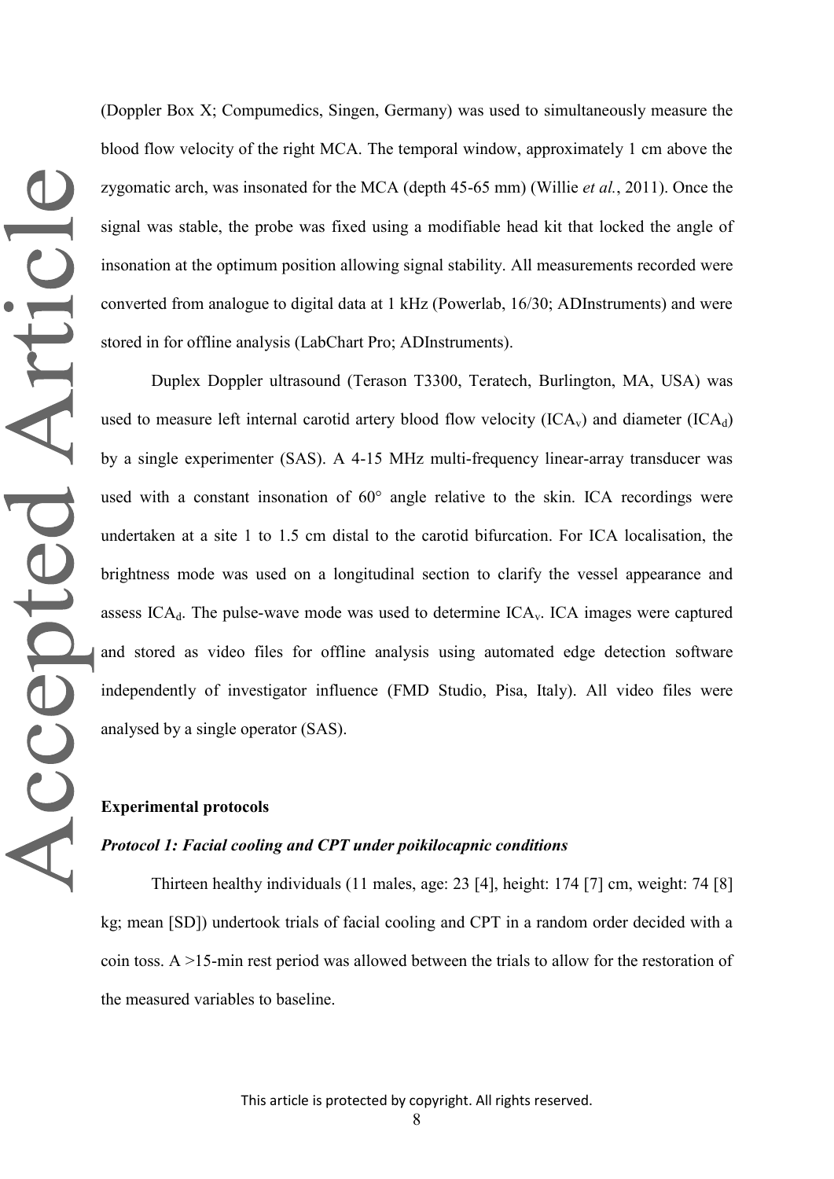(Doppler Box X; Compumedics, Singen, Germany) was used to simultaneously measure the blood flow velocity of the right MCA. The temporal window, approximately 1 cm above the zygomatic arch, was insonated for the MCA (depth 45-65 mm) (Willie *et al.*, 2011). Once the signal was stable, the probe was fixed using a modifiable head kit that locked the angle of insonation at the optimum position allowing signal stability. All measurements recorded were converted from analogue to digital data at 1 kHz (Powerlab, 16/30; ADInstruments) and were stored in for offline analysis (LabChart Pro; ADInstruments).

Duplex Doppler ultrasound (Terason T3300, Teratech, Burlington, MA, USA) was used to measure left internal carotid artery blood flow velocity ($ICA_v$) and diameter ($ICA_d$) by a single experimenter (SAS). A 4-15 MHz multi-frequency linear-array transducer was used with a constant insonation of 60° angle relative to the skin. ICA recordings were undertaken at a site 1 to 1.5 cm distal to the carotid bifurcation. For ICA localisation, the brightness mode was used on a longitudinal section to clarify the vessel appearance and assess $ICA_d$. The pulse-wave mode was used to determine $ICA_v$. ICA images were captured and stored as video files for offline analysis using automated edge detection software independently of investigator influence (FMD Studio, Pisa, Italy). All video files were analysed by a single operator (SAS).

**Experimental protocols**

***Protocol 1: Facial cooling and CPT under poikilocapnic conditions***

Thirteen healthy individuals (11 males, age: 23 [4], height: 174 [7] cm, weight: 74 [8] kg; mean [SD]) undertook trials of facial cooling and CPT in a random order decided with a coin toss. A >15-min rest period was allowed between the trials to allow for the restoration of the measured variables to baseline.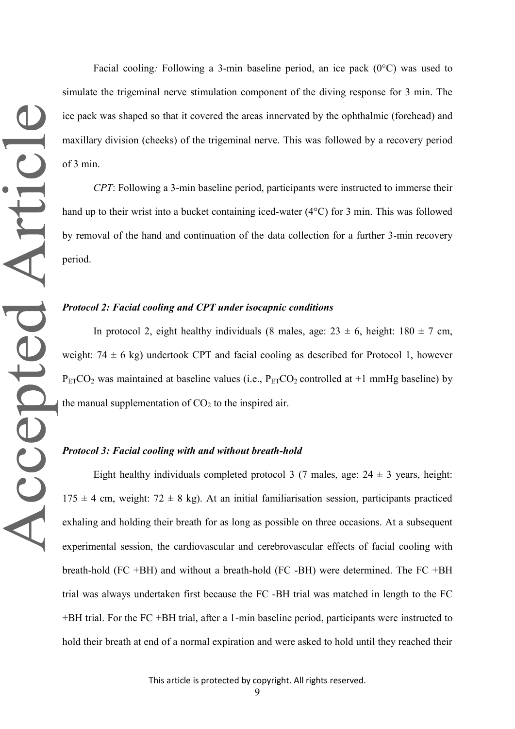Facial cooling*:* Following a 3-min baseline period, an ice pack (0°C) was used to simulate the trigeminal nerve stimulation component of the diving response for 3 min. The ice pack was shaped so that it covered the areas innervated by the ophthalmic (forehead) and maxillary division (cheeks) of the trigeminal nerve. This was followed by a recovery period of 3 min.

*CPT*: Following a 3-min baseline period, participants were instructed to immerse their hand up to their wrist into a bucket containing iced-water (4°C) for 3 min. This was followed by removal of the hand and continuation of the data collection for a further 3-min recovery period.

***Protocol 2: Facial cooling and CPT under isocapnic conditions***

In protocol 2, eight healthy individuals (8 males, age: 23 ± 6, height: 180 ± 7 cm, weight: 74 ± 6 kg) undertook CPT and facial cooling as described for Protocol 1, however $P_{ET}CO_2$ was maintained at baseline values (i.e., $P_{ET}CO_2$ controlled at +1 mmHg baseline) by the manual supplementation of $CO_2$ to the inspired air.

***Protocol 3: Facial cooling with and without breath-hold***

Eight healthy individuals completed protocol 3 (7 males, age: 24 ± 3 years, height: 175 ± 4 cm, weight: 72 ± 8 kg). At an initial familiarisation session, participants practiced exhaling and holding their breath for as long as possible on three occasions. At a subsequent experimental session, the cardiovascular and cerebrovascular effects of facial cooling with breath-hold (FC +BH) and without a breath-hold (FC -BH) were determined. The FC +BH trial was always undertaken first because the FC -BH trial was matched in length to the FC +BH trial. For the FC +BH trial, after a 1-min baseline period, participants were instructed to hold their breath at end of a normal expiration and were asked to hold until they reached their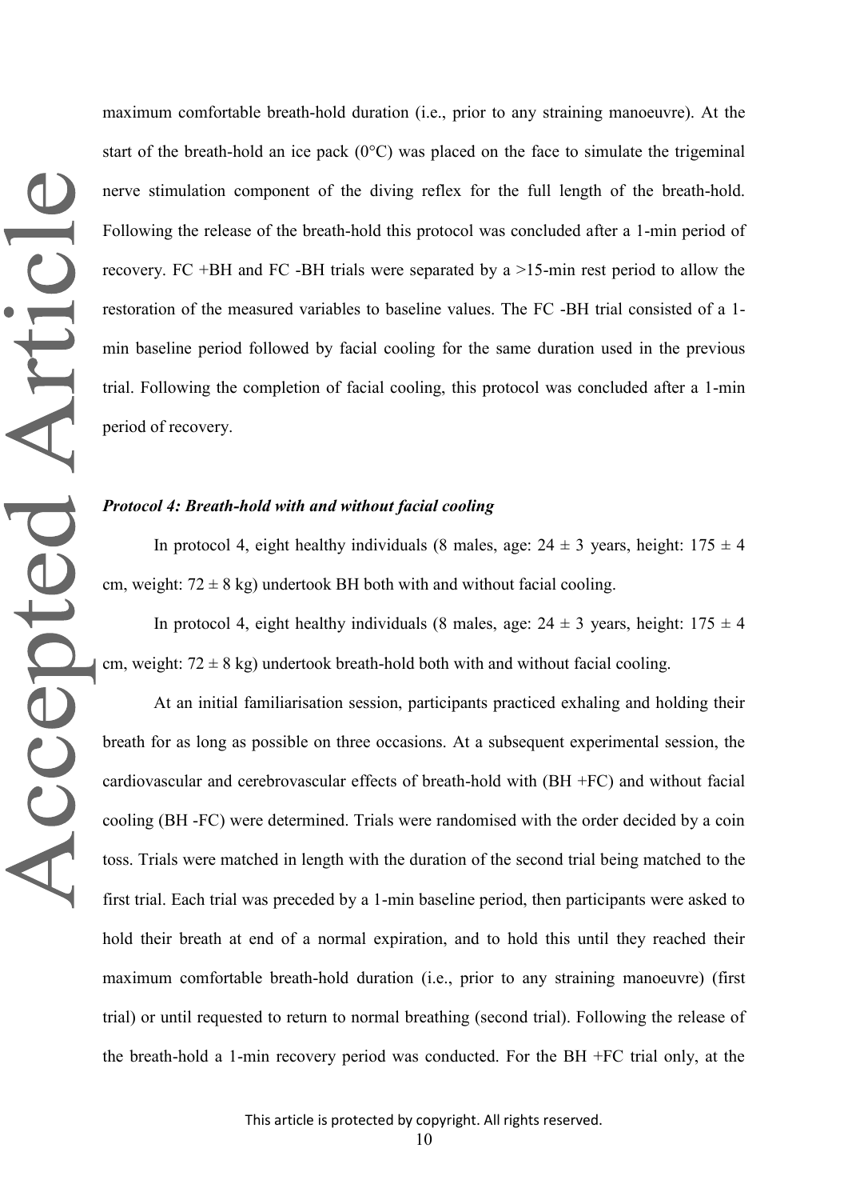maximum comfortable breath-hold duration (i.e., prior to any straining manoeuvre). At the start of the breath-hold an ice pack (0°C) was placed on the face to simulate the trigeminal nerve stimulation component of the diving reflex for the full length of the breath-hold. Following the release of the breath-hold this protocol was concluded after a 1-min period of recovery. FC +BH and FC -BH trials were separated by a >15-min rest period to allow the restoration of the measured variables to baseline values. The FC -BH trial consisted of a 1-min baseline period followed by facial cooling for the same duration used in the previous trial. Following the completion of facial cooling, this protocol was concluded after a 1-min period of recovery.

***Protocol 4: Breath-hold with and without facial cooling***

In protocol 4, eight healthy individuals (8 males, age: 24 ± 3 years, height: 175 ± 4 cm, weight: 72 ± 8 kg) undertook BH both with and without facial cooling.

In protocol 4, eight healthy individuals (8 males, age: 24 ± 3 years, height: 175 ± 4 cm, weight: 72 ± 8 kg) undertook breath-hold both with and without facial cooling.

At an initial familiarisation session, participants practiced exhaling and holding their breath for as long as possible on three occasions. At a subsequent experimental session, the cardiovascular and cerebrovascular effects of breath-hold with (BH +FC) and without facial cooling (BH -FC) were determined. Trials were randomised with the order decided by a coin toss. Trials were matched in length with the duration of the second trial being matched to the first trial. Each trial was preceded by a 1-min baseline period, then participants were asked to hold their breath at end of a normal expiration, and to hold this until they reached their maximum comfortable breath-hold duration (i.e., prior to any straining manoeuvre) (first trial) or until requested to return to normal breathing (second trial). Following the release of the breath-hold a 1-min recovery period was conducted. For the BH +FC trial only, at the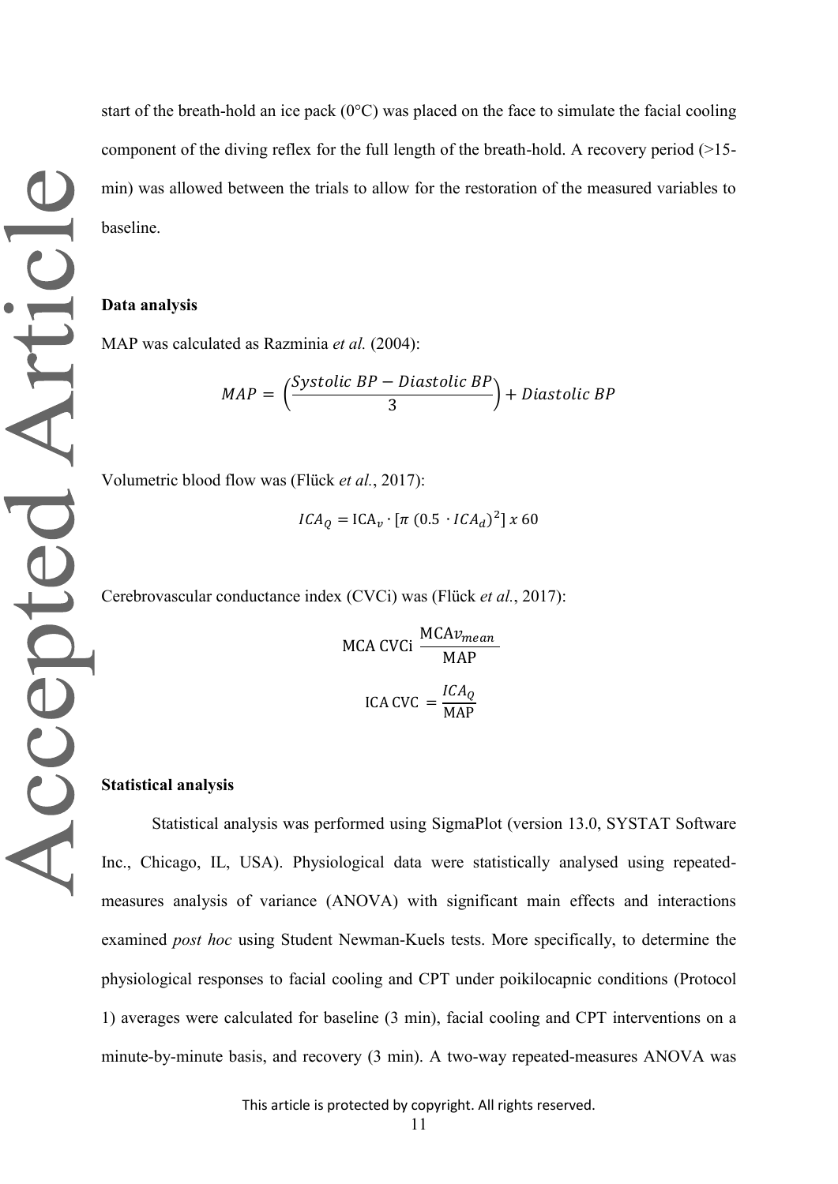start of the breath-hold an ice pack (0°C) was placed on the face to simulate the facial cooling component of the diving reflex for the full length of the breath-hold. A recovery period (>15-min) was allowed between the trials to allow for the restoration of the measured variables to baseline.

**Data analysis**

MAP was calculated as Razminia *et al.* (2004):

$$MAP = \left(\frac{Systolic\ BP - Diastolic\ BP}{3}\right) + Diastolic\ BP$$

Volumetric blood flow was (Flück *et al.*, 2017):

$$ICA_Q = \mathrm{ICA}_v \cdot [\pi\ (0.5\ \cdot ICA_d)^2]\ x\ 60$$

Cerebrovascular conductance index (CVCi) was (Flück *et al.*, 2017):

$$\mathrm{MCA\ CVCi}\ \frac{\mathrm{MCA}v_{mean}}{\mathrm{MAP}}$$

$$\mathrm{ICA\ CVC}\ = \frac{ICA_Q}{\mathrm{MAP}}$$

**Statistical analysis**

Statistical analysis was performed using SigmaPlot (version 13.0, SYSTAT Software Inc., Chicago, IL, USA). Physiological data were statistically analysed using repeated-measures analysis of variance (ANOVA) with significant main effects and interactions examined *post hoc* using Student Newman-Kuels tests. More specifically, to determine the physiological responses to facial cooling and CPT under poikilocapnic conditions (Protocol 1) averages were calculated for baseline (3 min), facial cooling and CPT interventions on a minute-by-minute basis, and recovery (3 min). A two-way repeated-measures ANOVA was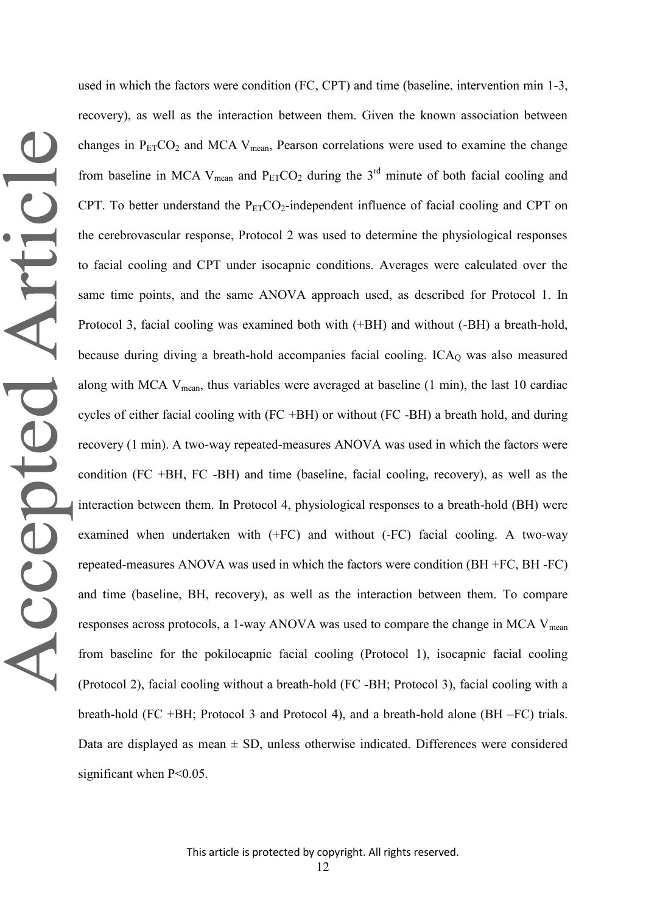used in which the factors were condition (FC, CPT) and time (baseline, intervention min 1-3, recovery), as well as the interaction between them. Given the known association between changes in $P_{ET}CO_2$ and MCA $V_{mean}$, Pearson correlations were used to examine the change from baseline in MCA $V_{mean}$ and $P_{ET}CO_2$ during the 3rd minute of both facial cooling and CPT. To better understand the $P_{ET}CO_2$-independent influence of facial cooling and CPT on the cerebrovascular response, Protocol 2 was used to determine the physiological responses to facial cooling and CPT under isocapnic conditions. Averages were calculated over the same time points, and the same ANOVA approach used, as described for Protocol 1. In Protocol 3, facial cooling was examined both with (+BH) and without (-BH) a breath-hold, because during diving a breath-hold accompanies facial cooling. $ICA_Q$ was also measured along with MCA $V_{mean}$, thus variables were averaged at baseline (1 min), the last 10 cardiac cycles of either facial cooling with (FC +BH) or without (FC -BH) a breath hold, and during recovery (1 min). A two-way repeated-measures ANOVA was used in which the factors were condition (FC +BH, FC -BH) and time (baseline, facial cooling, recovery), as well as the interaction between them. In Protocol 4, physiological responses to a breath-hold (BH) were examined when undertaken with (+FC) and without (-FC) facial cooling. A two-way repeated-measures ANOVA was used in which the factors were condition (BH +FC, BH -FC) and time (baseline, BH, recovery), as well as the interaction between them. To compare responses across protocols, a 1-way ANOVA was used to compare the change in MCA $V_{mean}$ from baseline for the pokilocapnic facial cooling (Protocol 1), isocapnic facial cooling (Protocol 2), facial cooling without a breath-hold (FC -BH; Protocol 3), facial cooling with a breath-hold (FC +BH; Protocol 3 and Protocol 4), and a breath-hold alone (BH –FC) trials. Data are displayed as mean ± SD, unless otherwise indicated. Differences were considered significant when $P<0.05$.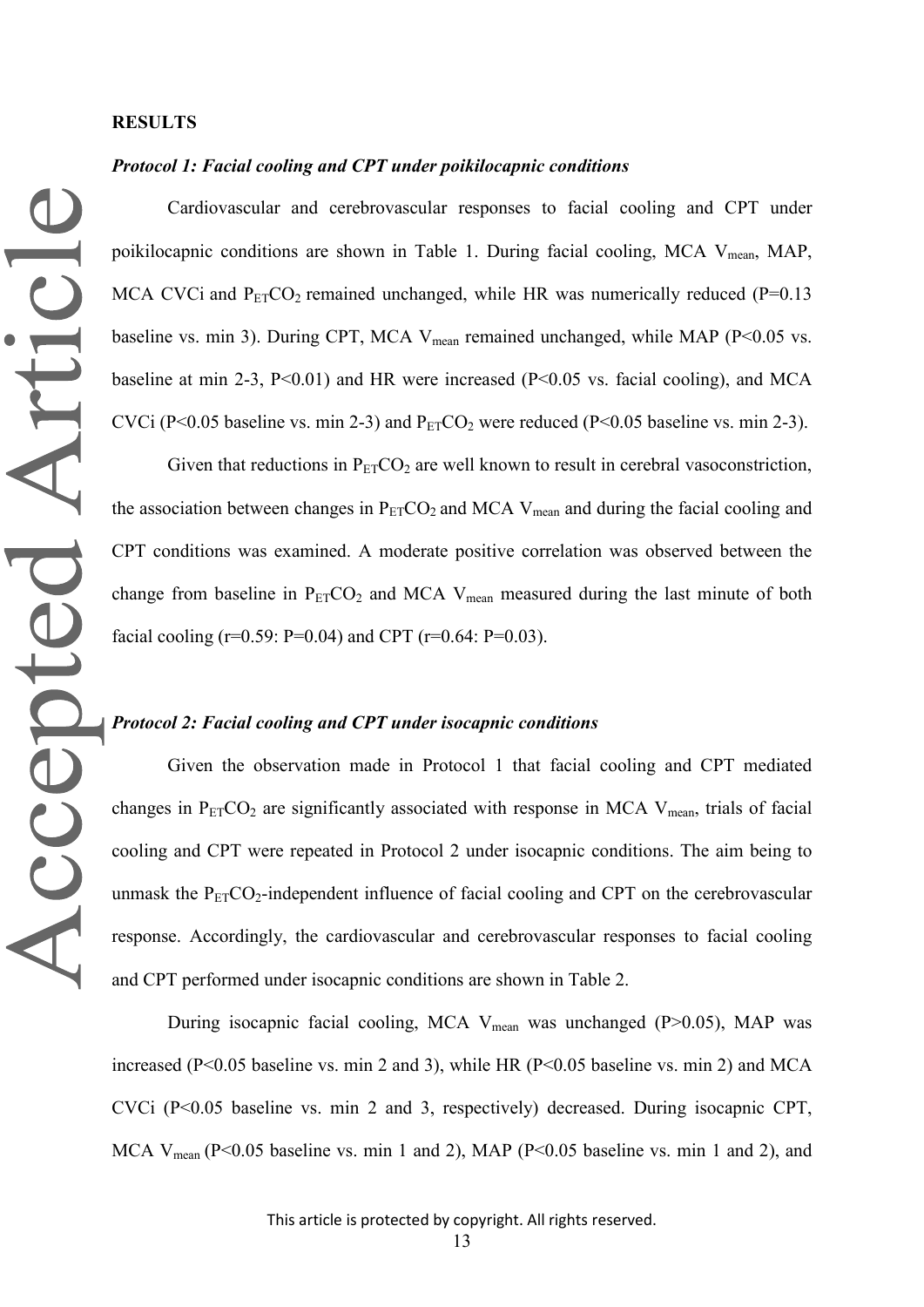**RESULTS**

***Protocol 1: Facial cooling and CPT under poikilocapnic conditions***

Cardiovascular and cerebrovascular responses to facial cooling and CPT under poikilocapnic conditions are shown in Table 1. During facial cooling, MCA $V_{mean}$, MAP, MCA CVCi and $P_{ET}CO_2$ remained unchanged, while HR was numerically reduced (P=0.13 baseline vs. min 3). During CPT, MCA $V_{mean}$ remained unchanged, while MAP (P<0.05 vs. baseline at min 2-3, P<0.01) and HR were increased (P<0.05 vs. facial cooling), and MCA CVCi (P<0.05 baseline vs. min 2-3) and $P_{ET}CO_2$ were reduced (P<0.05 baseline vs. min 2-3).

Given that reductions in $P_{ET}CO_2$ are well known to result in cerebral vasoconstriction, the association between changes in $P_{ET}CO_2$ and MCA $V_{mean}$ and during the facial cooling and CPT conditions was examined. A moderate positive correlation was observed between the change from baseline in $P_{ET}CO_2$ and MCA $V_{mean}$ measured during the last minute of both facial cooling (r=0.59: P=0.04) and CPT (r=0.64: P=0.03).

***Protocol 2: Facial cooling and CPT under isocapnic conditions***

Given the observation made in Protocol 1 that facial cooling and CPT mediated changes in $P_{ET}CO_2$ are significantly associated with response in MCA $V_{mean}$, trials of facial cooling and CPT were repeated in Protocol 2 under isocapnic conditions. The aim being to unmask the $P_{ET}CO_2$-independent influence of facial cooling and CPT on the cerebrovascular response. Accordingly, the cardiovascular and cerebrovascular responses to facial cooling and CPT performed under isocapnic conditions are shown in Table 2.

During isocapnic facial cooling, MCA $V_{mean}$ was unchanged (P>0.05), MAP was increased (P<0.05 baseline vs. min 2 and 3), while HR (P<0.05 baseline vs. min 2) and MCA CVCi (P<0.05 baseline vs. min 2 and 3, respectively) decreased. During isocapnic CPT, MCA $V_{mean}$ (P<0.05 baseline vs. min 1 and 2), MAP (P<0.05 baseline vs. min 1 and 2), and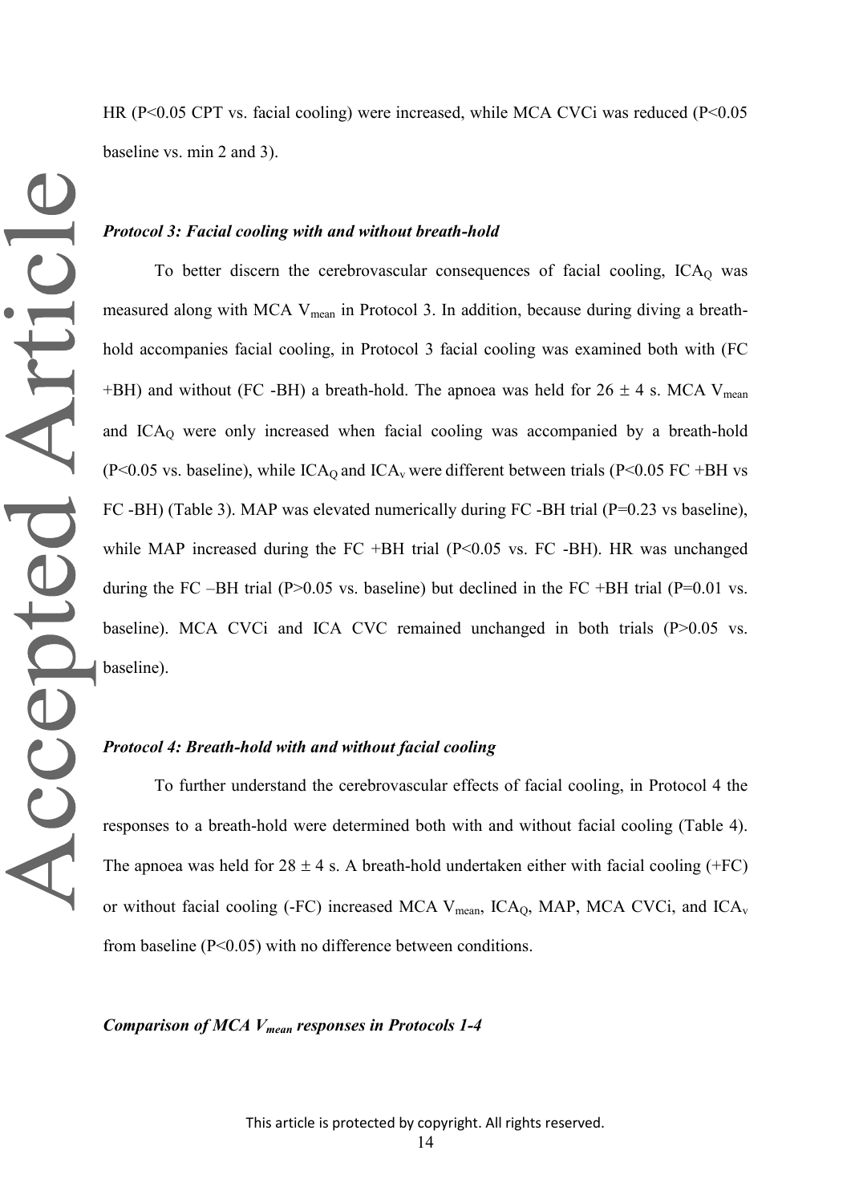HR (P<0.05 CPT vs. facial cooling) were increased, while MCA CVCi was reduced (P<0.05 baseline vs. min 2 and 3).

***Protocol 3: Facial cooling with and without breath-hold***

To better discern the cerebrovascular consequences of facial cooling, $ICA_Q$ was measured along with MCA $V_{mean}$ in Protocol 3. In addition, because during diving a breath-hold accompanies facial cooling, in Protocol 3 facial cooling was examined both with (FC +BH) and without (FC -BH) a breath-hold. The apnoea was held for $26 \pm 4$ s. MCA $V_{mean}$ and $ICA_Q$ were only increased when facial cooling was accompanied by a breath-hold (P<0.05 vs. baseline), while $ICA_Q$ and $ICA_v$ were different between trials (P<0.05 FC +BH vs FC -BH) (Table 3). MAP was elevated numerically during FC -BH trial (P=0.23 vs baseline), while MAP increased during the FC +BH trial (P<0.05 vs. FC -BH). HR was unchanged during the FC –BH trial (P>0.05 vs. baseline) but declined in the FC +BH trial (P=0.01 vs. baseline). MCA CVCi and ICA CVC remained unchanged in both trials (P>0.05 vs. baseline).

***Protocol 4: Breath-hold with and without facial cooling***

To further understand the cerebrovascular effects of facial cooling, in Protocol 4 the responses to a breath-hold were determined both with and without facial cooling (Table 4). The apnoea was held for $28 \pm 4$ s. A breath-hold undertaken either with facial cooling (+FC) or without facial cooling (-FC) increased MCA $V_{mean}$, $ICA_Q$, MAP, MCA CVCi, and $ICA_v$ from baseline (P<0.05) with no difference between conditions.

***Comparison of MCA $V_{mean}$ responses in Protocols 1-4***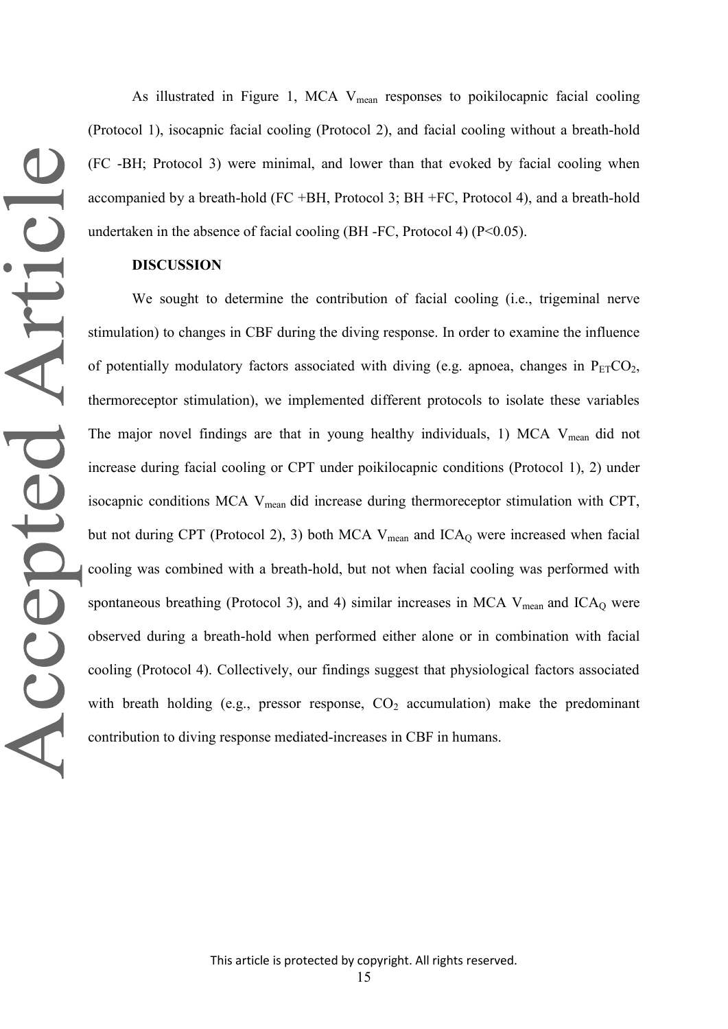As illustrated in Figure 1, MCA $V_{mean}$ responses to poikilocapnic facial cooling (Protocol 1), isocapnic facial cooling (Protocol 2), and facial cooling without a breath-hold (FC -BH; Protocol 3) were minimal, and lower than that evoked by facial cooling when accompanied by a breath-hold (FC +BH, Protocol 3; BH +FC, Protocol 4), and a breath-hold undertaken in the absence of facial cooling (BH -FC, Protocol 4) ($P<0.05$).

## DISCUSSION

We sought to determine the contribution of facial cooling (i.e., trigeminal nerve stimulation) to changes in CBF during the diving response. In order to examine the influence of potentially modulatory factors associated with diving (e.g. apnoea, changes in $P_{ET}CO_2$, thermoreceptor stimulation), we implemented different protocols to isolate these variables The major novel findings are that in young healthy individuals, 1) MCA $V_{mean}$ did not increase during facial cooling or CPT under poikilocapnic conditions (Protocol 1), 2) under isocapnic conditions MCA $V_{mean}$ did increase during thermoreceptor stimulation with CPT, but not during CPT (Protocol 2), 3) both MCA $V_{mean}$ and $ICA_Q$ were increased when facial cooling was combined with a breath-hold, but not when facial cooling was performed with spontaneous breathing (Protocol 3), and 4) similar increases in MCA $V_{mean}$ and $ICA_Q$ were observed during a breath-hold when performed either alone or in combination with facial cooling (Protocol 4). Collectively, our findings suggest that physiological factors associated with breath holding (e.g., pressor response, $CO_2$ accumulation) make the predominant contribution to diving response mediated-increases in CBF in humans.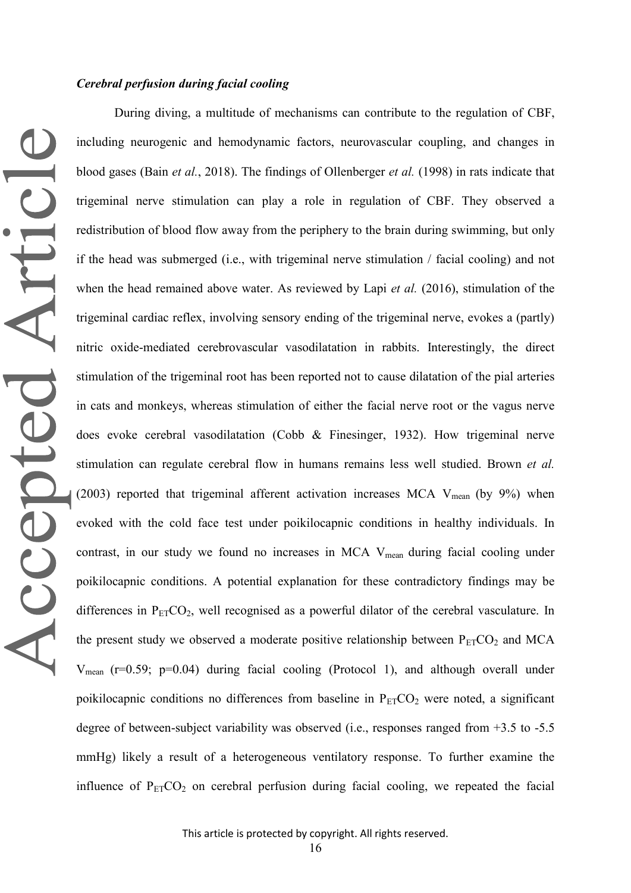### *Cerebral perfusion during facial cooling*

During diving, a multitude of mechanisms can contribute to the regulation of CBF, including neurogenic and hemodynamic factors, neurovascular coupling, and changes in blood gases (Bain *et al.*, 2018). The findings of Ollenberger *et al.* (1998) in rats indicate that trigeminal nerve stimulation can play a role in regulation of CBF. They observed a redistribution of blood flow away from the periphery to the brain during swimming, but only if the head was submerged (i.e., with trigeminal nerve stimulation / facial cooling) and not when the head remained above water. As reviewed by Lapi *et al.* (2016), stimulation of the trigeminal cardiac reflex, involving sensory ending of the trigeminal nerve, evokes a (partly) nitric oxide-mediated cerebrovascular vasodilatation in rabbits. Interestingly, the direct stimulation of the trigeminal root has been reported not to cause dilatation of the pial arteries in cats and monkeys, whereas stimulation of either the facial nerve root or the vagus nerve does evoke cerebral vasodilatation (Cobb & Finesinger, 1932). How trigeminal nerve stimulation can regulate cerebral flow in humans remains less well studied. Brown *et al.* (2003) reported that trigeminal afferent activation increases MCA $V_{mean}$ (by 9%) when evoked with the cold face test under poikilocapnic conditions in healthy individuals. In contrast, in our study we found no increases in MCA $V_{mean}$ during facial cooling under poikilocapnic conditions. A potential explanation for these contradictory findings may be differences in $P_{ET}CO_2$, well recognised as a powerful dilator of the cerebral vasculature. In the present study we observed a moderate positive relationship between $P_{ET}CO_2$ and MCA $V_{mean}$ ($r=0.59$; $p=0.04$) during facial cooling (Protocol 1), and although overall under poikilocapnic conditions no differences from baseline in $P_{ET}CO_2$ were noted, a significant degree of between-subject variability was observed (i.e., responses ranged from +3.5 to -5.5 mmHg) likely a result of a heterogeneous ventilatory response. To further examine the influence of $P_{ET}CO_2$ on cerebral perfusion during facial cooling, we repeated the facial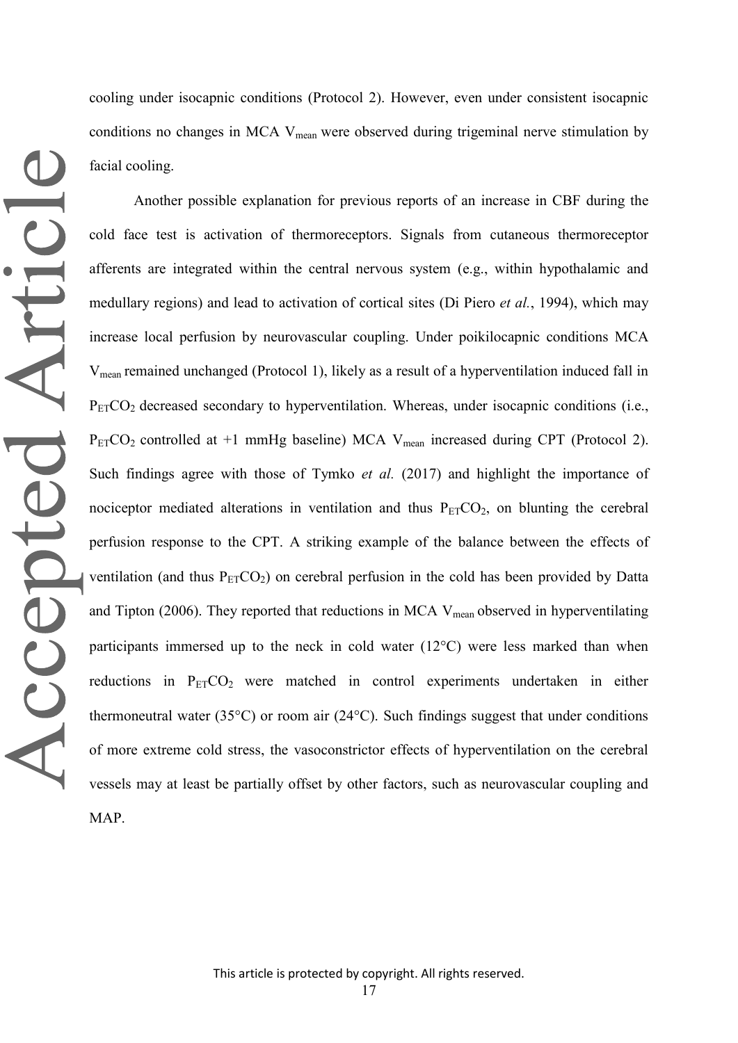cooling under isocapnic conditions (Protocol 2). However, even under consistent isocapnic conditions no changes in MCA $V_{mean}$ were observed during trigeminal nerve stimulation by facial cooling.

Another possible explanation for previous reports of an increase in CBF during the cold face test is activation of thermoreceptors. Signals from cutaneous thermoreceptor afferents are integrated within the central nervous system (e.g., within hypothalamic and medullary regions) and lead to activation of cortical sites (Di Piero *et al.*, 1994), which may increase local perfusion by neurovascular coupling. Under poikilocapnic conditions MCA $V_{mean}$ remained unchanged (Protocol 1), likely as a result of a hyperventilation induced fall in $P_{ET}CO_2$ decreased secondary to hyperventilation. Whereas, under isocapnic conditions (i.e., $P_{ET}CO_2$ controlled at +1 mmHg baseline) MCA $V_{mean}$ increased during CPT (Protocol 2). Such findings agree with those of Tymko *et al.* (2017) and highlight the importance of nociceptor mediated alterations in ventilation and thus $P_{ET}CO_2$, on blunting the cerebral perfusion response to the CPT. A striking example of the balance between the effects of ventilation (and thus $P_{ET}CO_2$) on cerebral perfusion in the cold has been provided by Datta and Tipton (2006). They reported that reductions in MCA $V_{mean}$ observed in hyperventilating participants immersed up to the neck in cold water (12°C) were less marked than when reductions in $P_{ET}CO_2$ were matched in control experiments undertaken in either thermoneutral water (35°C) or room air (24°C). Such findings suggest that under conditions of more extreme cold stress, the vasoconstrictor effects of hyperventilation on the cerebral vessels may at least be partially offset by other factors, such as neurovascular coupling and MAP.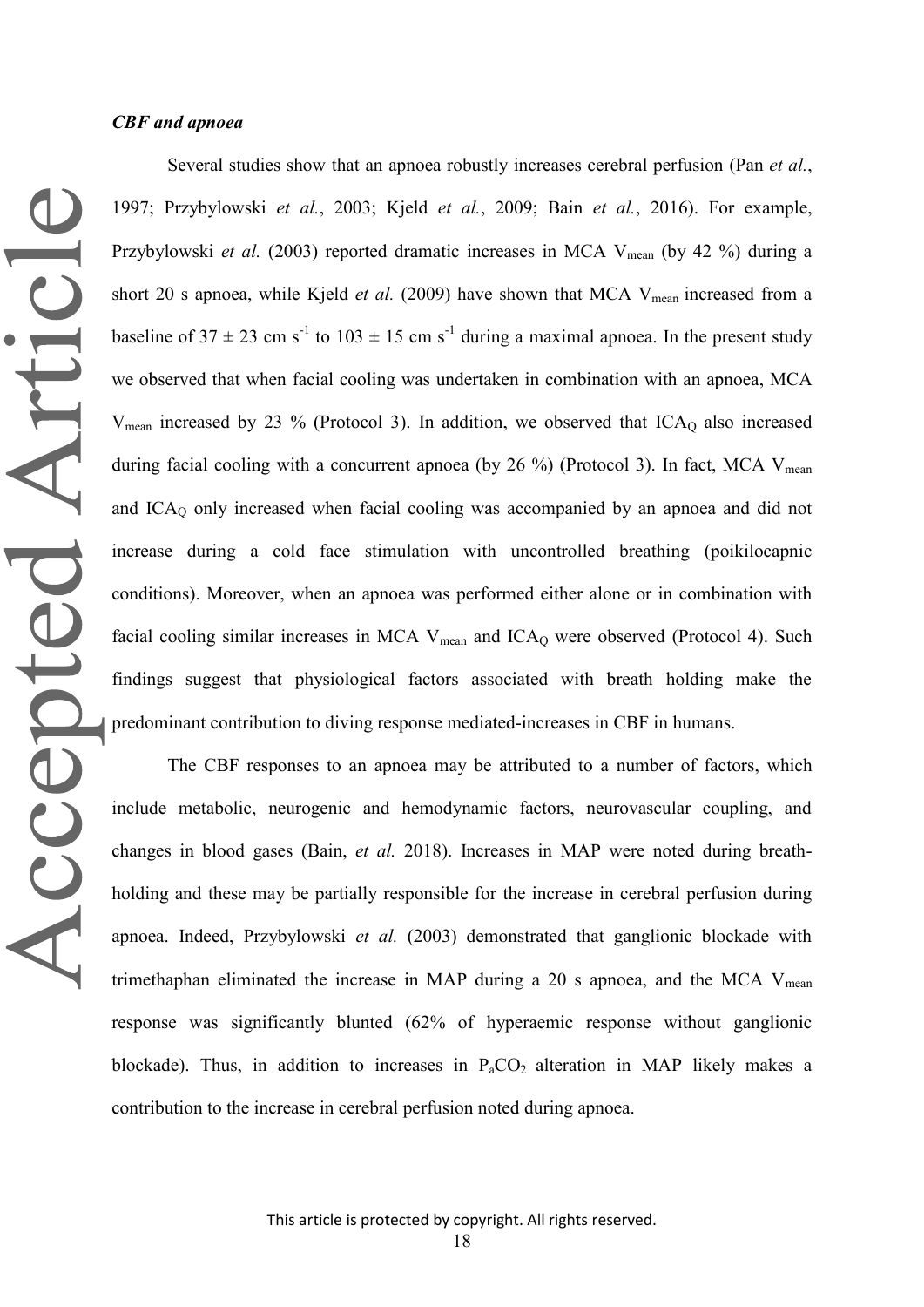***CBF and apnoea***

Several studies show that an apnoea robustly increases cerebral perfusion (Pan *et al.*, 1997; Przybylowski *et al.*, 2003; Kjeld *et al.*, 2009; Bain *et al.*, 2016). For example, Przybylowski *et al.* (2003) reported dramatic increases in MCA $V_{mean}$ (by 42 %) during a short 20 s apnoea, while Kjeld *et al.* (2009) have shown that MCA $V_{mean}$ increased from a baseline of $37 \pm 23$ cm $s^{-1}$ to $103 \pm 15$ cm $s^{-1}$ during a maximal apnoea. In the present study we observed that when facial cooling was undertaken in combination with an apnoea, MCA $V_{mean}$ increased by 23 % (Protocol 3). In addition, we observed that $ICA_Q$ also increased during facial cooling with a concurrent apnoea (by 26 %) (Protocol 3). In fact, MCA $V_{mean}$ and $ICA_Q$ only increased when facial cooling was accompanied by an apnoea and did not increase during a cold face stimulation with uncontrolled breathing (poikilocapnic conditions). Moreover, when an apnoea was performed either alone or in combination with facial cooling similar increases in MCA $V_{mean}$ and $ICA_Q$ were observed (Protocol 4). Such findings suggest that physiological factors associated with breath holding make the predominant contribution to diving response mediated-increases in CBF in humans.

The CBF responses to an apnoea may be attributed to a number of factors, which include metabolic, neurogenic and hemodynamic factors, neurovascular coupling, and changes in blood gases (Bain, *et al.* 2018). Increases in MAP were noted during breath-holding and these may be partially responsible for the increase in cerebral perfusion during apnoea. Indeed, Przybylowski *et al.* (2003) demonstrated that ganglionic blockade with trimethaphan eliminated the increase in MAP during a 20 s apnoea, and the MCA $V_{mean}$ response was significantly blunted (62% of hyperaemic response without ganglionic blockade). Thus, in addition to increases in $P_aCO_2$ alteration in MAP likely makes a contribution to the increase in cerebral perfusion noted during apnoea.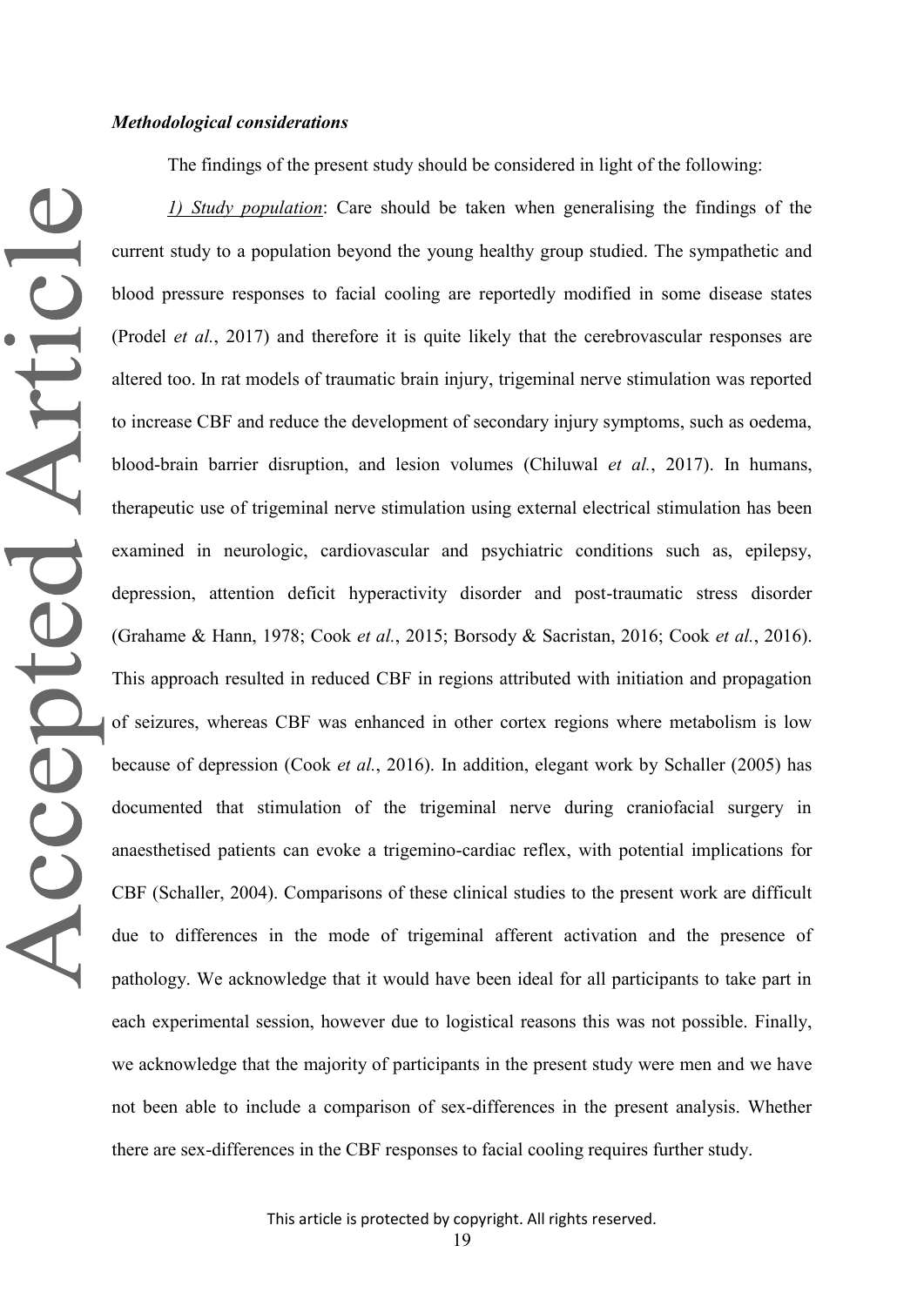***Methodological considerations***

The findings of the present study should be considered in light of the following:

*1) Study population*: Care should be taken when generalising the findings of the current study to a population beyond the young healthy group studied. The sympathetic and blood pressure responses to facial cooling are reportedly modified in some disease states (Prodel *et al.*, 2017) and therefore it is quite likely that the cerebrovascular responses are altered too. In rat models of traumatic brain injury, trigeminal nerve stimulation was reported to increase CBF and reduce the development of secondary injury symptoms, such as oedema, blood-brain barrier disruption, and lesion volumes (Chiluwal *et al.*, 2017). In humans, therapeutic use of trigeminal nerve stimulation using external electrical stimulation has been examined in neurologic, cardiovascular and psychiatric conditions such as, epilepsy, depression, attention deficit hyperactivity disorder and post-traumatic stress disorder (Grahame & Hann, 1978; Cook *et al.*, 2015; Borsody & Sacristan, 2016; Cook *et al.*, 2016). This approach resulted in reduced CBF in regions attributed with initiation and propagation of seizures, whereas CBF was enhanced in other cortex regions where metabolism is low because of depression (Cook *et al.*, 2016). In addition, elegant work by Schaller (2005) has documented that stimulation of the trigeminal nerve during craniofacial surgery in anaesthetised patients can evoke a trigemino-cardiac reflex, with potential implications for CBF (Schaller, 2004). Comparisons of these clinical studies to the present work are difficult due to differences in the mode of trigeminal afferent activation and the presence of pathology. We acknowledge that it would have been ideal for all participants to take part in each experimental session, however due to logistical reasons this was not possible. Finally, we acknowledge that the majority of participants in the present study were men and we have not been able to include a comparison of sex-differences in the present analysis. Whether there are sex-differences in the CBF responses to facial cooling requires further study.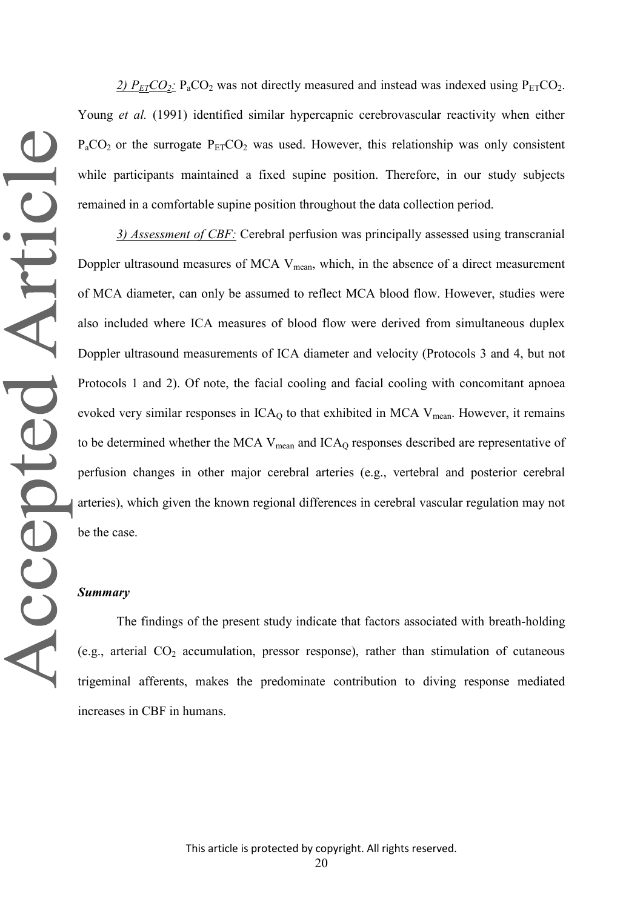*2) $P_{ET}CO_2$:* $P_aCO_2$ was not directly measured and instead was indexed using $P_{ET}CO_2$. Young *et al.* (1991) identified similar hypercapnic cerebrovascular reactivity when either $P_aCO_2$ or the surrogate $P_{ET}CO_2$ was used. However, this relationship was only consistent while participants maintained a fixed supine position. Therefore, in our study subjects remained in a comfortable supine position throughout the data collection period.

*3) Assessment of CBF:* Cerebral perfusion was principally assessed using transcranial Doppler ultrasound measures of MCA $V_{mean}$, which, in the absence of a direct measurement of MCA diameter, can only be assumed to reflect MCA blood flow. However, studies were also included where ICA measures of blood flow were derived from simultaneous duplex Doppler ultrasound measurements of ICA diameter and velocity (Protocols 3 and 4, but not Protocols 1 and 2). Of note, the facial cooling and facial cooling with concomitant apnoea evoked very similar responses in $ICA_Q$ to that exhibited in MCA $V_{mean}$. However, it remains to be determined whether the MCA $V_{mean}$ and $ICA_Q$ responses described are representative of perfusion changes in other major cerebral arteries (e.g., vertebral and posterior cerebral arteries), which given the known regional differences in cerebral vascular regulation may not be the case.

### *Summary*

The findings of the present study indicate that factors associated with breath-holding (e.g., arterial $CO_2$ accumulation, pressor response), rather than stimulation of cutaneous trigeminal afferents, makes the predominate contribution to diving response mediated increases in CBF in humans.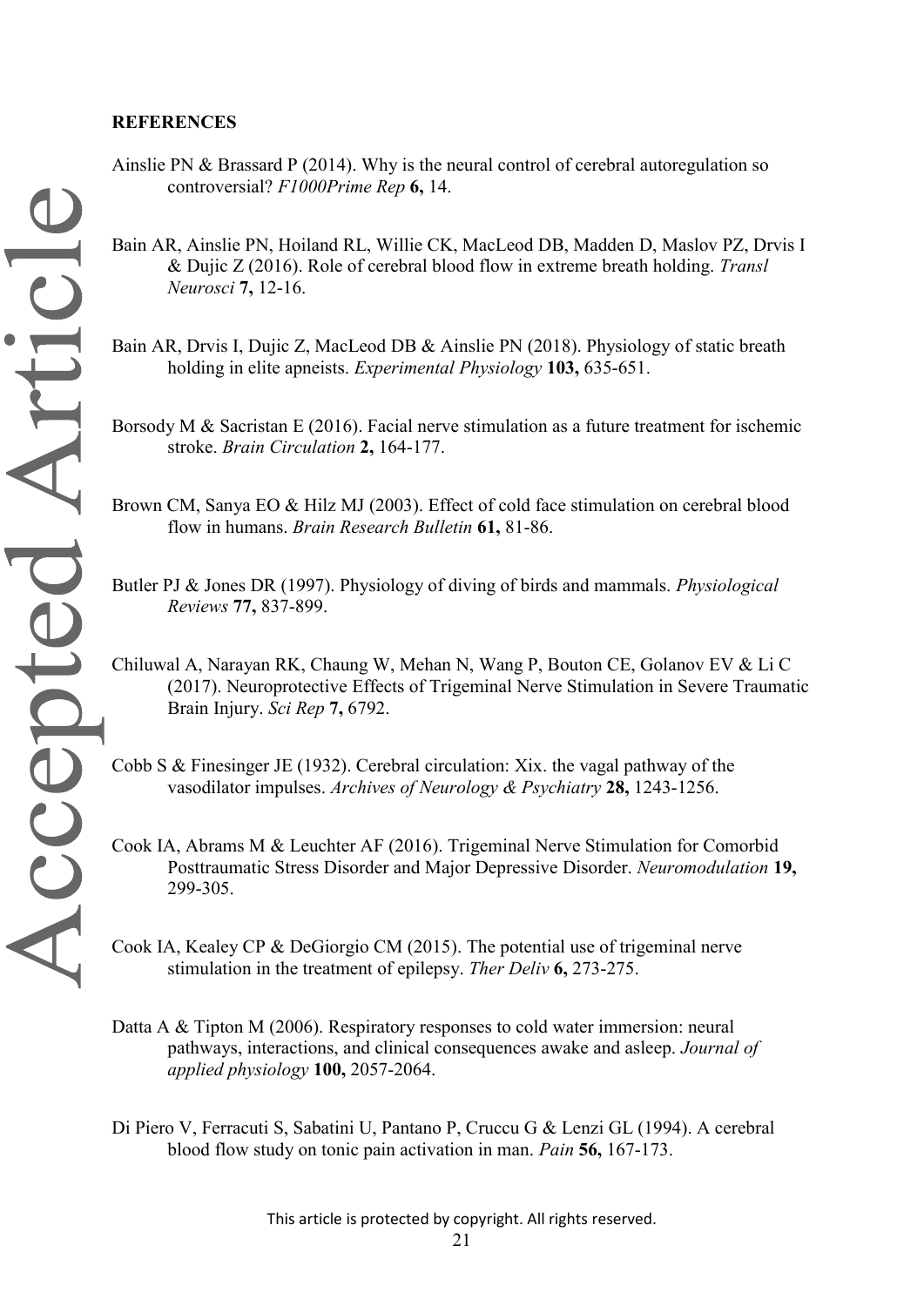## REFERENCES

Ainslie PN & Brassard P (2014). Why is the neural control of cerebral autoregulation so controversial? *F1000Prime Rep* **6,** 14.

Bain AR, Ainslie PN, Hoiland RL, Willie CK, MacLeod DB, Madden D, Maslov PZ, Drvis I & Dujic Z (2016). Role of cerebral blood flow in extreme breath holding. *Transl Neurosci* **7,** 12-16.

Bain AR, Drvis I, Dujic Z, MacLeod DB & Ainslie PN (2018). Physiology of static breath holding in elite apneists. *Experimental Physiology* **103,** 635-651.

Borsody M & Sacristan E (2016). Facial nerve stimulation as a future treatment for ischemic stroke. *Brain Circulation* **2,** 164-177.

Brown CM, Sanya EO & Hilz MJ (2003). Effect of cold face stimulation on cerebral blood flow in humans. *Brain Research Bulletin* **61,** 81-86.

Butler PJ & Jones DR (1997). Physiology of diving of birds and mammals. *Physiological Reviews* **77,** 837-899.

Chiluwal A, Narayan RK, Chaung W, Mehan N, Wang P, Bouton CE, Golanov EV & Li C (2017). Neuroprotective Effects of Trigeminal Nerve Stimulation in Severe Traumatic Brain Injury. *Sci Rep* **7,** 6792.

Cobb S & Finesinger JE (1932). Cerebral circulation: Xix. the vagal pathway of the vasodilator impulses. *Archives of Neurology & Psychiatry* **28,** 1243-1256.

Cook IA, Abrams M & Leuchter AF (2016). Trigeminal Nerve Stimulation for Comorbid Posttraumatic Stress Disorder and Major Depressive Disorder. *Neuromodulation* **19,** 299-305.

Cook IA, Kealey CP & DeGiorgio CM (2015). The potential use of trigeminal nerve stimulation in the treatment of epilepsy. *Ther Deliv* **6,** 273-275.

Datta A & Tipton M (2006). Respiratory responses to cold water immersion: neural pathways, interactions, and clinical consequences awake and asleep. *Journal of applied physiology* **100,** 2057-2064.

Di Piero V, Ferracuti S, Sabatini U, Pantano P, Cruccu G & Lenzi GL (1994). A cerebral blood flow study on tonic pain activation in man. *Pain* **56,** 167-173.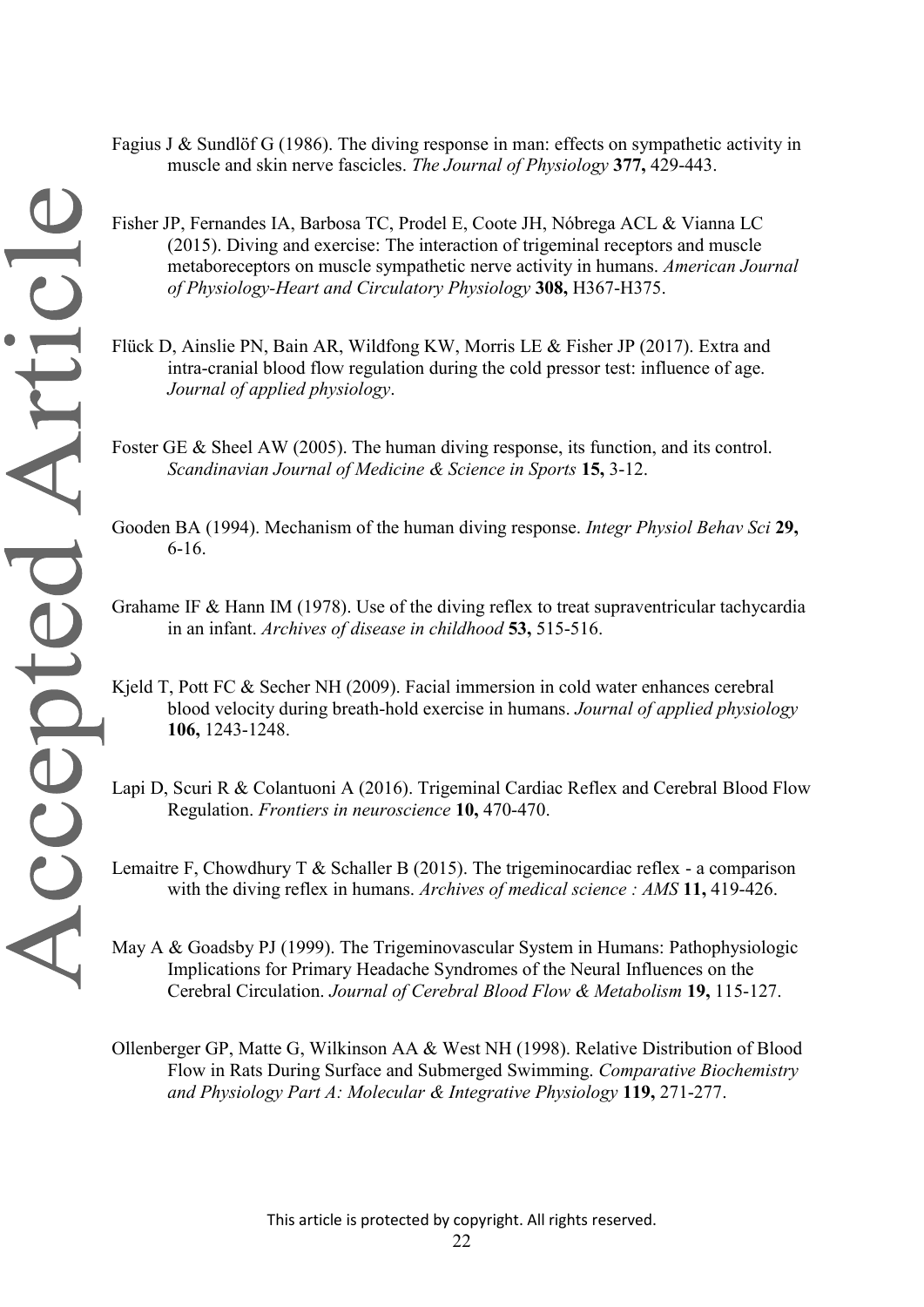Fagius J & Sundlöf G (1986). The diving response in man: effects on sympathetic activity in muscle and skin nerve fascicles. *The Journal of Physiology* **377,** 429-443.

Fisher JP, Fernandes IA, Barbosa TC, Prodel E, Coote JH, Nóbrega ACL & Vianna LC (2015). Diving and exercise: The interaction of trigeminal receptors and muscle metaboreceptors on muscle sympathetic nerve activity in humans. *American Journal of Physiology-Heart and Circulatory Physiology* **308,** H367-H375.

Flück D, Ainslie PN, Bain AR, Wildfong KW, Morris LE & Fisher JP (2017). Extra and intra-cranial blood flow regulation during the cold pressor test: influence of age. *Journal of applied physiology*.

Foster GE & Sheel AW (2005). The human diving response, its function, and its control. *Scandinavian Journal of Medicine & Science in Sports* **15,** 3-12.

Gooden BA (1994). Mechanism of the human diving response. *Integr Physiol Behav Sci* **29,** 6-16.

Grahame IF & Hann IM (1978). Use of the diving reflex to treat supraventricular tachycardia in an infant. *Archives of disease in childhood* **53,** 515-516.

Kjeld T, Pott FC & Secher NH (2009). Facial immersion in cold water enhances cerebral blood velocity during breath-hold exercise in humans. *Journal of applied physiology* **106,** 1243-1248.

Lapi D, Scuri R & Colantuoni A (2016). Trigeminal Cardiac Reflex and Cerebral Blood Flow Regulation. *Frontiers in neuroscience* **10,** 470-470.

Lemaitre F, Chowdhury T & Schaller B (2015). The trigeminocardiac reflex - a comparison with the diving reflex in humans. *Archives of medical science : AMS* **11,** 419-426.

May A & Goadsby PJ (1999). The Trigeminovascular System in Humans: Pathophysiologic Implications for Primary Headache Syndromes of the Neural Influences on the Cerebral Circulation. *Journal of Cerebral Blood Flow & Metabolism* **19,** 115-127.

Ollenberger GP, Matte G, Wilkinson AA & West NH (1998). Relative Distribution of Blood Flow in Rats During Surface and Submerged Swimming. *Comparative Biochemistry and Physiology Part A: Molecular & Integrative Physiology* **119,** 271-277.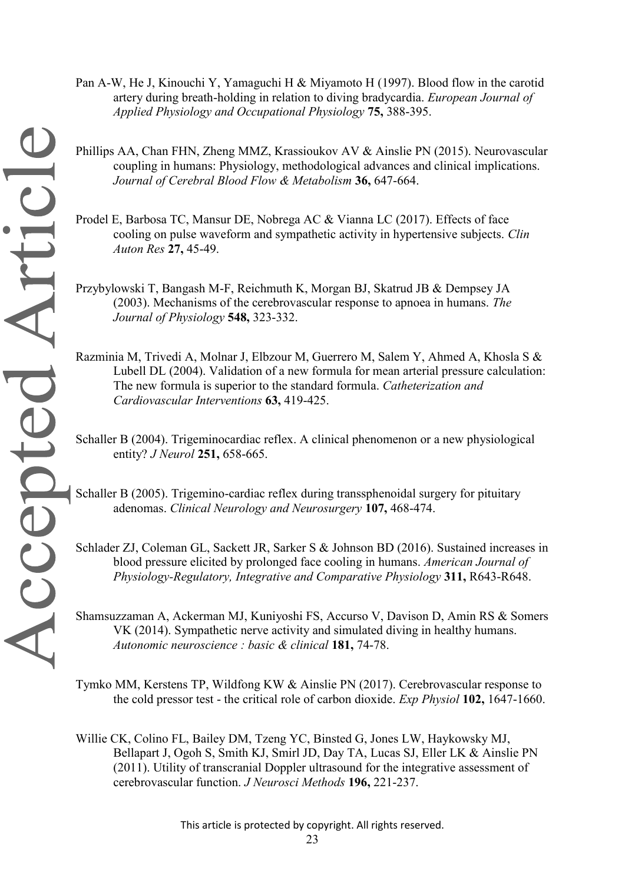Pan A-W, He J, Kinouchi Y, Yamaguchi H & Miyamoto H (1997). Blood flow in the carotid artery during breath-holding in relation to diving bradycardia. *European Journal of Applied Physiology and Occupational Physiology* **75,** 388-395.

Phillips AA, Chan FHN, Zheng MMZ, Krassioukov AV & Ainslie PN (2015). Neurovascular coupling in humans: Physiology, methodological advances and clinical implications. *Journal of Cerebral Blood Flow & Metabolism* **36,** 647-664.

Prodel E, Barbosa TC, Mansur DE, Nobrega AC & Vianna LC (2017). Effects of face cooling on pulse waveform and sympathetic activity in hypertensive subjects. *Clin Auton Res* **27,** 45-49.

Przybylowski T, Bangash M-F, Reichmuth K, Morgan BJ, Skatrud JB & Dempsey JA (2003). Mechanisms of the cerebrovascular response to apnoea in humans. *The Journal of Physiology* **548,** 323-332.

Razminia M, Trivedi A, Molnar J, Elbzour M, Guerrero M, Salem Y, Ahmed A, Khosla S & Lubell DL (2004). Validation of a new formula for mean arterial pressure calculation: The new formula is superior to the standard formula. *Catheterization and Cardiovascular Interventions* **63,** 419-425.

Schaller B (2004). Trigeminocardiac reflex. A clinical phenomenon or a new physiological entity? *J Neurol* **251,** 658-665.

Schaller B (2005). Trigemino-cardiac reflex during transsphenoidal surgery for pituitary adenomas. *Clinical Neurology and Neurosurgery* **107,** 468-474.

Schlader ZJ, Coleman GL, Sackett JR, Sarker S & Johnson BD (2016). Sustained increases in blood pressure elicited by prolonged face cooling in humans. *American Journal of Physiology-Regulatory, Integrative and Comparative Physiology* **311,** R643-R648.

Shamsuzzaman A, Ackerman MJ, Kuniyoshi FS, Accurso V, Davison D, Amin RS & Somers VK (2014). Sympathetic nerve activity and simulated diving in healthy humans. *Autonomic neuroscience : basic & clinical* **181,** 74-78.

Tymko MM, Kerstens TP, Wildfong KW & Ainslie PN (2017). Cerebrovascular response to the cold pressor test - the critical role of carbon dioxide. *Exp Physiol* **102,** 1647-1660.

Willie CK, Colino FL, Bailey DM, Tzeng YC, Binsted G, Jones LW, Haykowsky MJ, Bellapart J, Ogoh S, Smith KJ, Smirl JD, Day TA, Lucas SJ, Eller LK & Ainslie PN (2011). Utility of transcranial Doppler ultrasound for the integrative assessment of cerebrovascular function. *J Neurosci Methods* **196,** 221-237.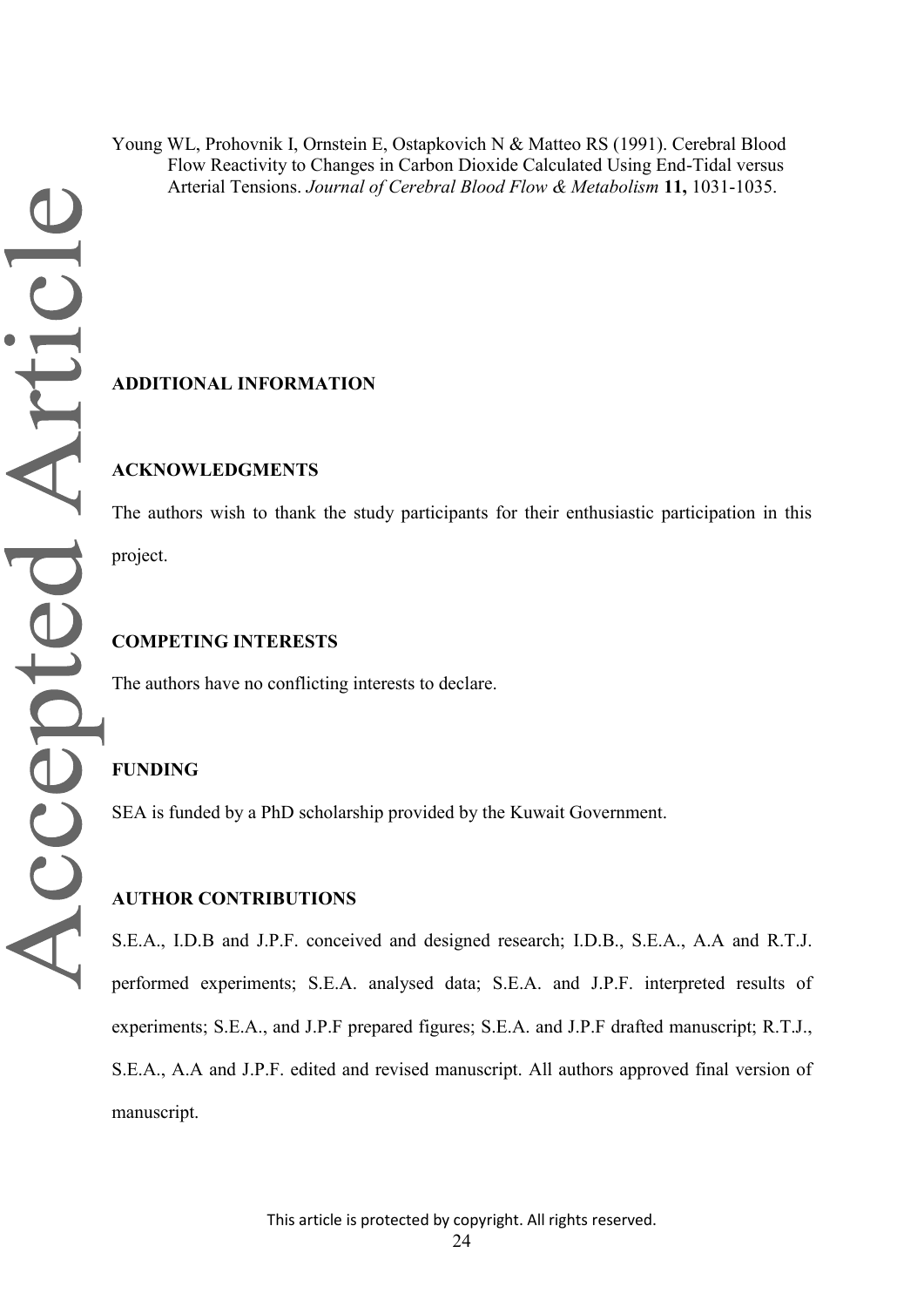Young WL, Prohovnik I, Ornstein E, Ostapkovich N & Matteo RS (1991). Cerebral Blood Flow Reactivity to Changes in Carbon Dioxide Calculated Using End-Tidal versus Arterial Tensions. *Journal of Cerebral Blood Flow & Metabolism* **11,** 1031-1035.

## ADDITIONAL INFORMATION

## ACKNOWLEDGMENTS

The authors wish to thank the study participants for their enthusiastic participation in this project.

## COMPETING INTERESTS

The authors have no conflicting interests to declare.

## FUNDING

SEA is funded by a PhD scholarship provided by the Kuwait Government.

## AUTHOR CONTRIBUTIONS

S.E.A., I.D.B and J.P.F. conceived and designed research; I.D.B., S.E.A., A.A and R.T.J. performed experiments; S.E.A. analysed data; S.E.A. and J.P.F. interpreted results of experiments; S.E.A., and J.P.F prepared figures; S.E.A. and J.P.F drafted manuscript; R.T.J., S.E.A., A.A and J.P.F. edited and revised manuscript. All authors approved final version of manuscript.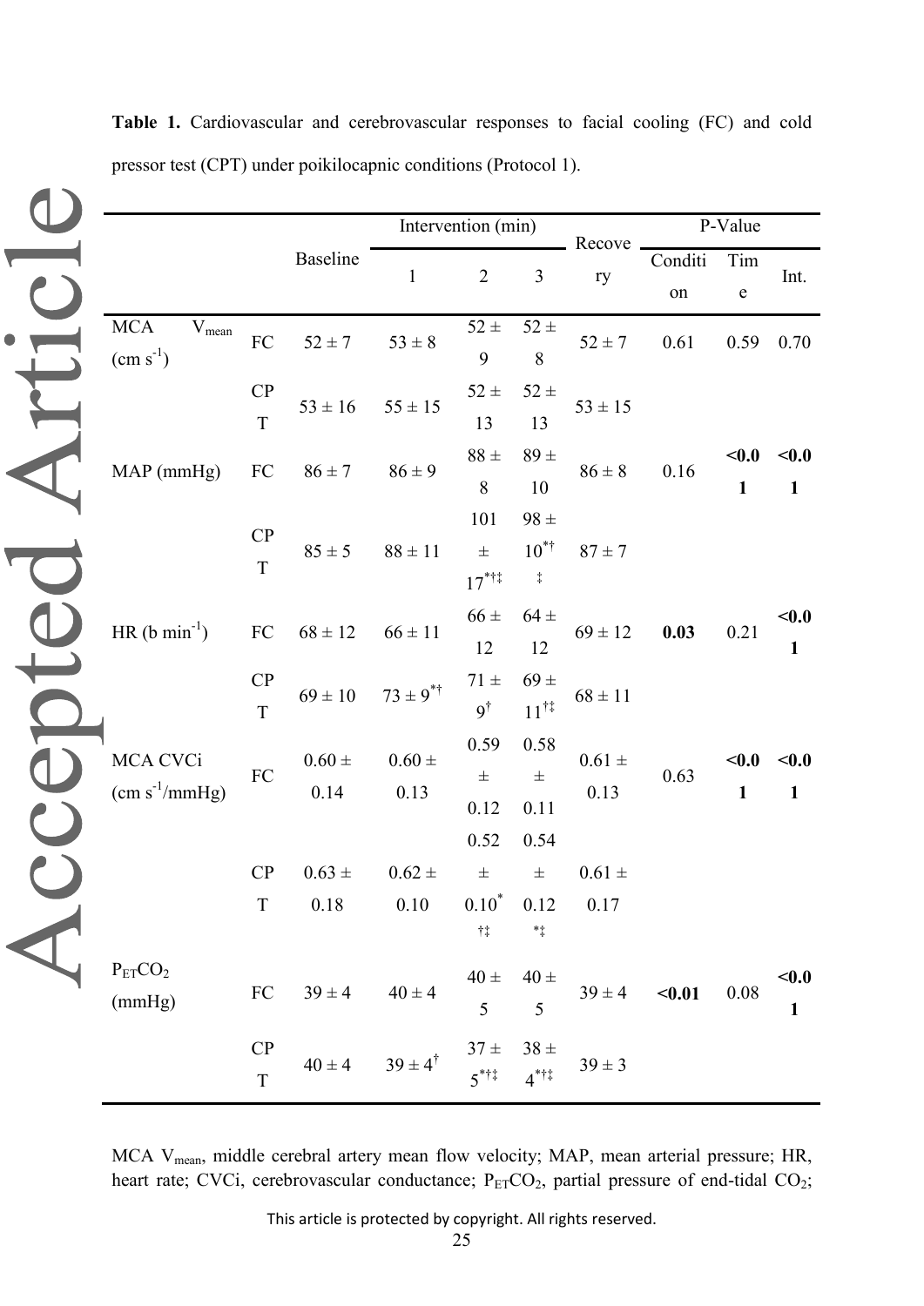**Table 1.** Cardiovascular and cerebrovascular responses to facial cooling (FC) and cold pressor test (CPT) under poikilocapnic conditions (Protocol 1).

| | | Baseline | Intervention (min) | | | Recovery | P-Value | | |
|---|---|---|---|---|---|---|---|---|---|
| | | | 1 | 2 | 3 | | Condition | Time | Int. |
| MCA $V_{mean}$ (cm $s^{-1}$) | FC | 52 ± 7 | 53 ± 8 | 52 ± 9 | 52 ± 8 | 52 ± 7 | 0.61 | 0.59 | 0.70 |
| | CPT | 53 ± 16 | 55 ± 15 | 52 ± 13 | 52 ± 13 | 53 ± 15 | | | |
| MAP (mmHg) | FC | 86 ± 7 | 86 ± 9 | 88 ± 8 | 89 ± 10 | 86 ± 8 | 0.16 | **<0.01** | **<0.01** |
| | CPT | 85 ± 5 | 88 ± 11 | 101 ± 17$^{*†‡}$ | 98 ± 10$^{*†‡}$ | 87 ± 7 | | | |
| HR (b $min^{-1}$) | FC | 68 ± 12 | 66 ± 11 | 66 ± 12 | 64 ± 12 | 69 ± 12 | **0.03** | 0.21 | **<0.01** |
| | CPT | 69 ± 10 | 73 ± 9$^{*†}$ | 71 ± 9$^{†}$ | 69 ± 11$^{†‡}$ | 68 ± 11 | | | |
| MCA CVCi (cm $s^{-1}$/mmHg) | FC | 0.60 ± 0.14 | 0.60 ± 0.13 | 0.59 ± 0.12 | 0.58 ± 0.11 | 0.61 ± 0.13 | 0.63 | **<0.01** | **<0.01** |
| | CPT | 0.63 ± 0.18 | 0.62 ± 0.10 | 0.52 ± 0.10$^{*†‡}$ | 0.54 ± 0.12$^{*‡}$ | 0.61 ± 0.17 | | | |
| $P_{ET}CO_2$ (mmHg) | FC | 39 ± 4 | 40 ± 4 | 40 ± 5 | 40 ± 5 | 39 ± 4 | **<0.01** | 0.08 | **<0.01** |
| | CPT | 40 ± 4 | 39 ± 4$^{†}$ | 37 ± 5$^{*†‡}$ | 38 ± 4$^{*†‡}$ | 39 ± 3 | | | |

MCA $V_{mean}$, middle cerebral artery mean flow velocity; MAP, mean arterial pressure; HR, heart rate; CVCi, cerebrovascular conductance; $P_{ET}CO_2$, partial pressure of end-tidal $CO_2$;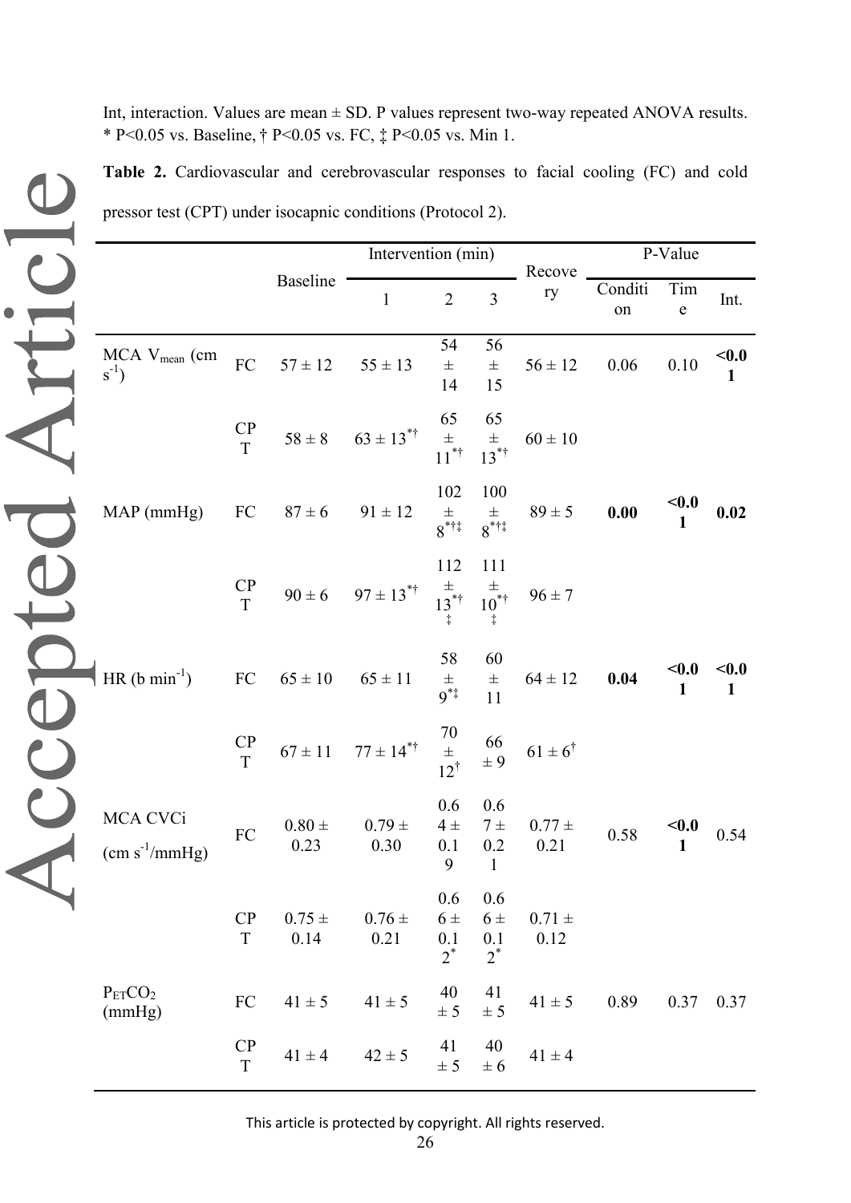Int, interaction. Values are mean ± SD. P values represent two-way repeated ANOVA results. * P<0.05 vs. Baseline, † P<0.05 vs. FC, ‡ P<0.05 vs. Min 1.

**Table 2.** Cardiovascular and cerebrovascular responses to facial cooling (FC) and cold pressor test (CPT) under isocapnic conditions (Protocol 2).

| | | Baseline | Intervention (min) | | | Recovery | P-Value | | |
|---|---|---|---|---|---|---|---|---|---|
| | | | 1 | 2 | 3 | | Condition | Time | Int. |
| MCA $V_{mean}$ (cm $s^{-1}$) | FC | 57 ± 12 | 55 ± 13 | 54 ± 14 | 56 ± 15 | 56 ± 12 | 0.06 | 0.10 | **<0.01** |
| | CPT | 58 ± 8 | 63 ± 13*† | 65 ± 11*† | 65 ± 13*† | 60 ± 10 | | | |
| MAP (mmHg) | FC | 87 ± 6 | 91 ± 12 | 102 ± 8*†‡ | 100 ± 8*†‡ | 89 ± 5 | **0.00** | **<0.01** | **0.02** |
| | CPT | 90 ± 6 | 97 ± 13*† | 112 ± 13*†‡ | 111 ± 10*†‡ | 96 ± 7 | | | |
| HR (b $min^{-1}$) | FC | 65 ± 10 | 65 ± 11 | 58 ± 9*‡ | 60 ± 11 | 64 ± 12 | **0.04** | **<0.01** | **<0.01** |
| | CPT | 67 ± 11 | 77 ± 14*† | 70 ± 12† | 66 ± 9 | 61 ± 6† | | | |
| MCA CVCi (cm $s^{-1}$/mmHg) | FC | 0.80 ± 0.23 | 0.79 ± 0.30 | 0.64 ± 0.19 | 0.67 ± 0.21 | 0.77 ± 0.21 | 0.58 | **<0.01** | 0.54 |
| | CPT | 0.75 ± 0.14 | 0.76 ± 0.21 | 0.66 ± 0.12* | 0.66 ± 0.12* | 0.71 ± 0.12 | | | |
| $P_{ET}CO_2$ (mmHg) | FC | 41 ± 5 | 41 ± 5 | 40 ± 5 | 41 ± 5 | 41 ± 5 | 0.89 | 0.37 | 0.37 |
| | CPT | 41 ± 4 | 42 ± 5 | 41 ± 5 | 40 ± 6 | 41 ± 4 | | | |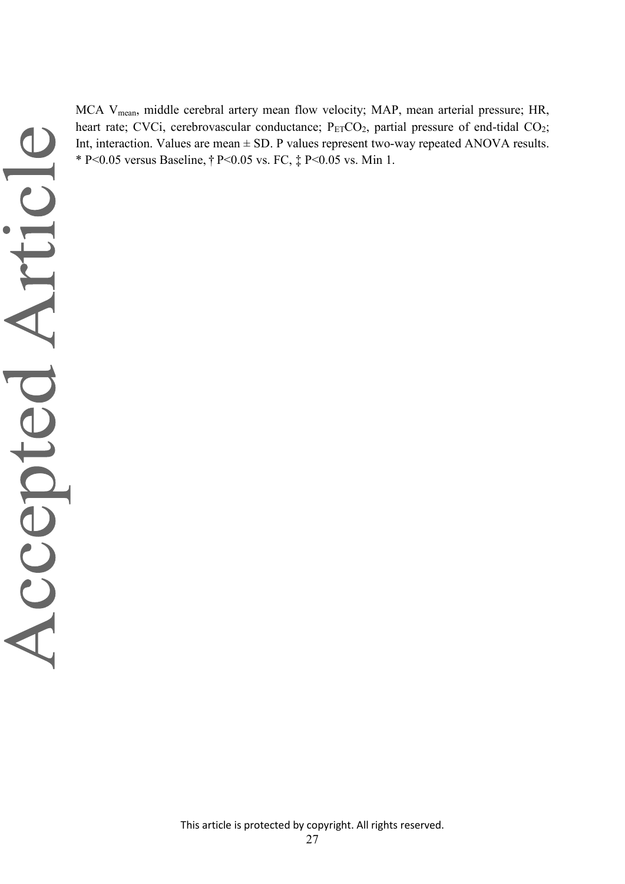MCA $V_{mean}$, middle cerebral artery mean flow velocity; MAP, mean arterial pressure; HR, heart rate; CVCi, cerebrovascular conductance; $P_{ET}CO_2$, partial pressure of end-tidal $CO_2$; Int, interaction. Values are mean ± SD. P values represent two-way repeated ANOVA results. * $P<0.05$ versus Baseline, † $P<0.05$ vs. FC, ‡ $P<0.05$ vs. Min 1.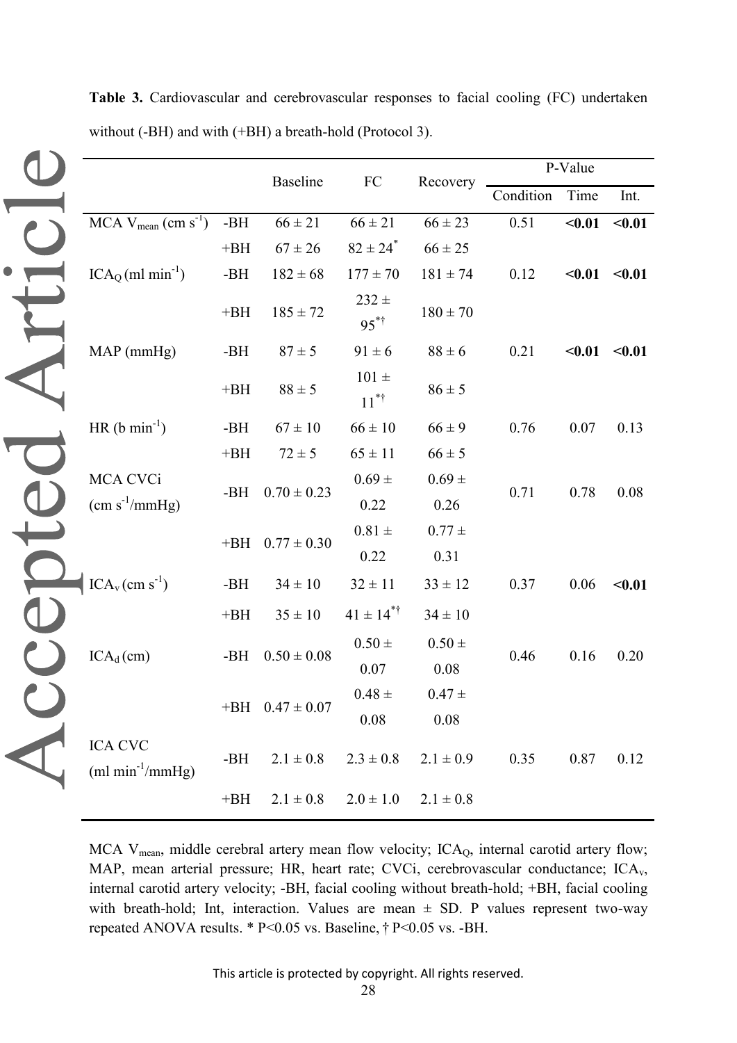**Table 3.** Cardiovascular and cerebrovascular responses to facial cooling (FC) undertaken without (-BH) and with (+BH) a breath-hold (Protocol 3).

| | | Baseline | FC | Recovery | P-Value | | |
|---|---|---|---|---|---|---|---|
| | | | | | Condition | Time | Int. |
| MCA $V_{mean}$ (cm $s^{-1}$) | -BH | 66 ± 21 | 66 ± 21 | 66 ± 23 | 0.51 | **<0.01** | **<0.01** |
| | +BH | 67 ± 26 | 82 ± 24$^{*}$ | 66 ± 25 | | | |
| $ICA_Q$ (ml $min^{-1}$) | -BH | 182 ± 68 | 177 ± 70 | 181 ± 74 | 0.12 | **<0.01** | **<0.01** |
| | +BH | 185 ± 72 | 232 ± 95$^{*\dagger}$ | 180 ± 70 | | | |
| MAP (mmHg) | -BH | 87 ± 5 | 91 ± 6 | 88 ± 6 | 0.21 | **<0.01** | **<0.01** |
| | +BH | 88 ± 5 | 101 ± 11$^{*\dagger}$ | 86 ± 5 | | | |
| HR (b $min^{-1}$) | -BH | 67 ± 10 | 66 ± 10 | 66 ± 9 | 0.76 | 0.07 | 0.13 |
| | +BH | 72 ± 5 | 65 ± 11 | 66 ± 5 | | | |
| MCA CVCi (cm $s^{-1}$/mmHg) | -BH | 0.70 ± 0.23 | 0.69 ± 0.22 | 0.69 ± 0.26 | 0.71 | 0.78 | 0.08 |
| | +BH | 0.77 ± 0.30 | 0.81 ± 0.22 | 0.77 ± 0.31 | | | |
| $ICA_v$ (cm $s^{-1}$) | -BH | 34 ± 10 | 32 ± 11 | 33 ± 12 | 0.37 | 0.06 | **<0.01** |
| | +BH | 35 ± 10 | 41 ± 14$^{*\dagger}$ | 34 ± 10 | | | |
| $ICA_d$ (cm) | -BH | 0.50 ± 0.08 | 0.50 ± 0.07 | 0.50 ± 0.08 | 0.46 | 0.16 | 0.20 |
| | +BH | 0.47 ± 0.07 | 0.48 ± 0.08 | 0.47 ± 0.08 | | | |
| ICA CVC (ml $min^{-1}$/mmHg) | -BH | 2.1 ± 0.8 | 2.3 ± 0.8 | 2.1 ± 0.9 | 0.35 | 0.87 | 0.12 |
| | +BH | 2.1 ± 0.8 | 2.0 ± 1.0 | 2.1 ± 0.8 | | | |

MCA $V_{mean}$, middle cerebral artery mean flow velocity; $ICA_Q$, internal carotid artery flow; MAP, mean arterial pressure; HR, heart rate; CVCi, cerebrovascular conductance; $ICA_v$, internal carotid artery velocity; -BH, facial cooling without breath-hold; +BH, facial cooling with breath-hold; Int, interaction. Values are mean ± SD. P values represent two-way repeated ANOVA results. * $P<0.05$ vs. Baseline, † $P<0.05$ vs. -BH.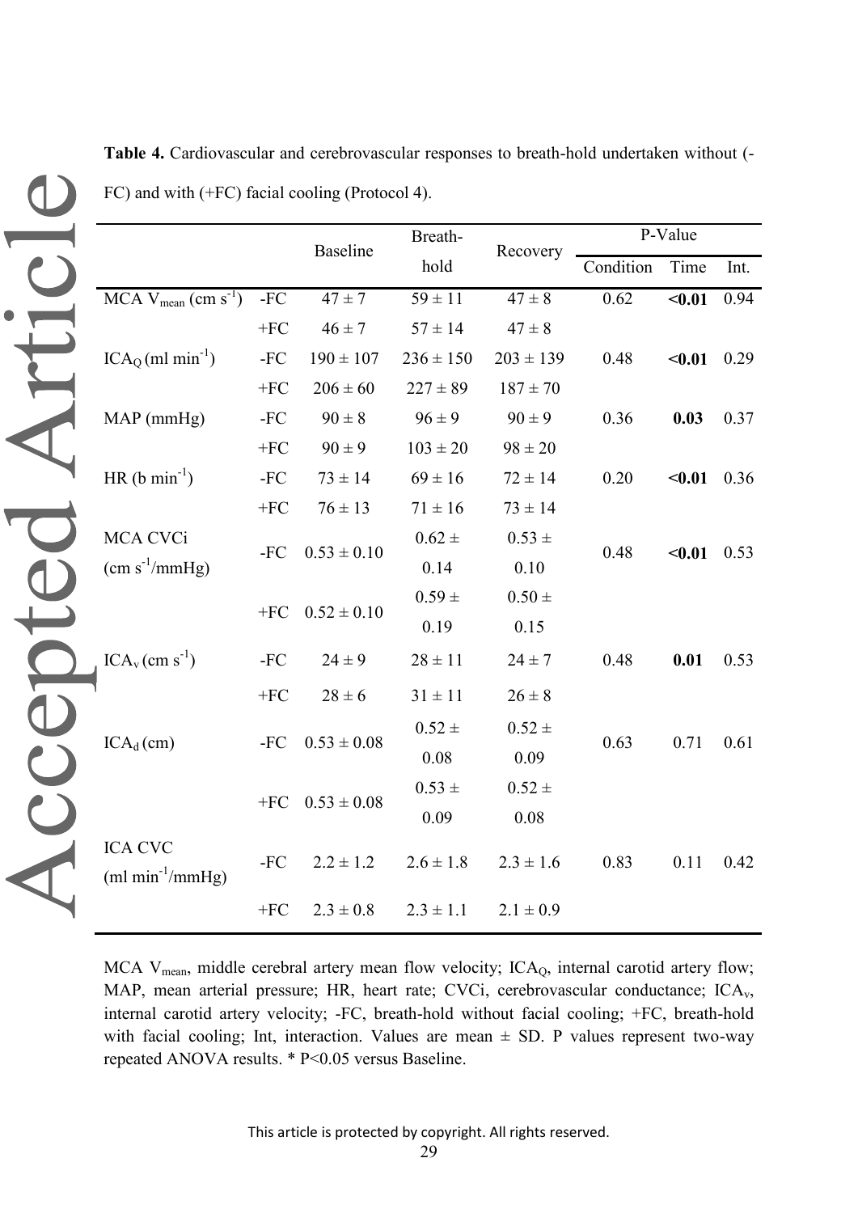**Table 4.** Cardiovascular and cerebrovascular responses to breath-hold undertaken without (-FC) and with (+FC) facial cooling (Protocol 4).

| | | Baseline | Breath-hold | Recovery | P-Value | | |
|---|---|---|---|---|---|---|---|
| | | | | | Condition | Time | Int. |
| MCA $V_{mean}$ (cm $s^{-1}$) | -FC | 47 ± 7 | 59 ± 11 | 47 ± 8 | 0.62 | **<0.01** | 0.94 |
| | +FC | 46 ± 7 | 57 ± 14 | 47 ± 8 | | | |
| $ICA_Q$ (ml $min^{-1}$) | -FC | 190 ± 107 | 236 ± 150 | 203 ± 139 | 0.48 | **<0.01** | 0.29 |
| | +FC | 206 ± 60 | 227 ± 89 | 187 ± 70 | | | |
| MAP (mmHg) | -FC | 90 ± 8 | 96 ± 9 | 90 ± 9 | 0.36 | **0.03** | 0.37 |
| | +FC | 90 ± 9 | 103 ± 20 | 98 ± 20 | | | |
| HR (b $min^{-1}$) | -FC | 73 ± 14 | 69 ± 16 | 72 ± 14 | 0.20 | **<0.01** | 0.36 |
| | +FC | 76 ± 13 | 71 ± 16 | 73 ± 14 | | | |
| MCA CVCi (cm $s^{-1}$/mmHg) | -FC | 0.53 ± 0.10 | 0.62 ± 0.14 | 0.53 ± 0.10 | 0.48 | **<0.01** | 0.53 |
| | +FC | 0.52 ± 0.10 | 0.59 ± 0.19 | 0.50 ± 0.15 | | | |
| $ICA_v$ (cm $s^{-1}$) | -FC | 24 ± 9 | 28 ± 11 | 24 ± 7 | 0.48 | **0.01** | 0.53 |
| | +FC | 28 ± 6 | 31 ± 11 | 26 ± 8 | | | |
| $ICA_d$ (cm) | -FC | 0.53 ± 0.08 | 0.52 ± 0.08 | 0.52 ± 0.09 | 0.63 | 0.71 | 0.61 |
| | +FC | 0.53 ± 0.08 | 0.53 ± 0.09 | 0.52 ± 0.08 | | | |
| ICA CVC (ml $min^{-1}$/mmHg) | -FC | 2.2 ± 1.2 | 2.6 ± 1.8 | 2.3 ± 1.6 | 0.83 | 0.11 | 0.42 |
| | +FC | 2.3 ± 0.8 | 2.3 ± 1.1 | 2.1 ± 0.9 | | | |

MCA $V_{mean}$, middle cerebral artery mean flow velocity; $ICA_Q$, internal carotid artery flow; MAP, mean arterial pressure; HR, heart rate; CVCi, cerebrovascular conductance; $ICA_v$, internal carotid artery velocity; -FC, breath-hold without facial cooling; +FC, breath-hold with facial cooling; Int, interaction. Values are mean ± SD. P values represent two-way repeated ANOVA results. * $P<0.05$ versus Baseline.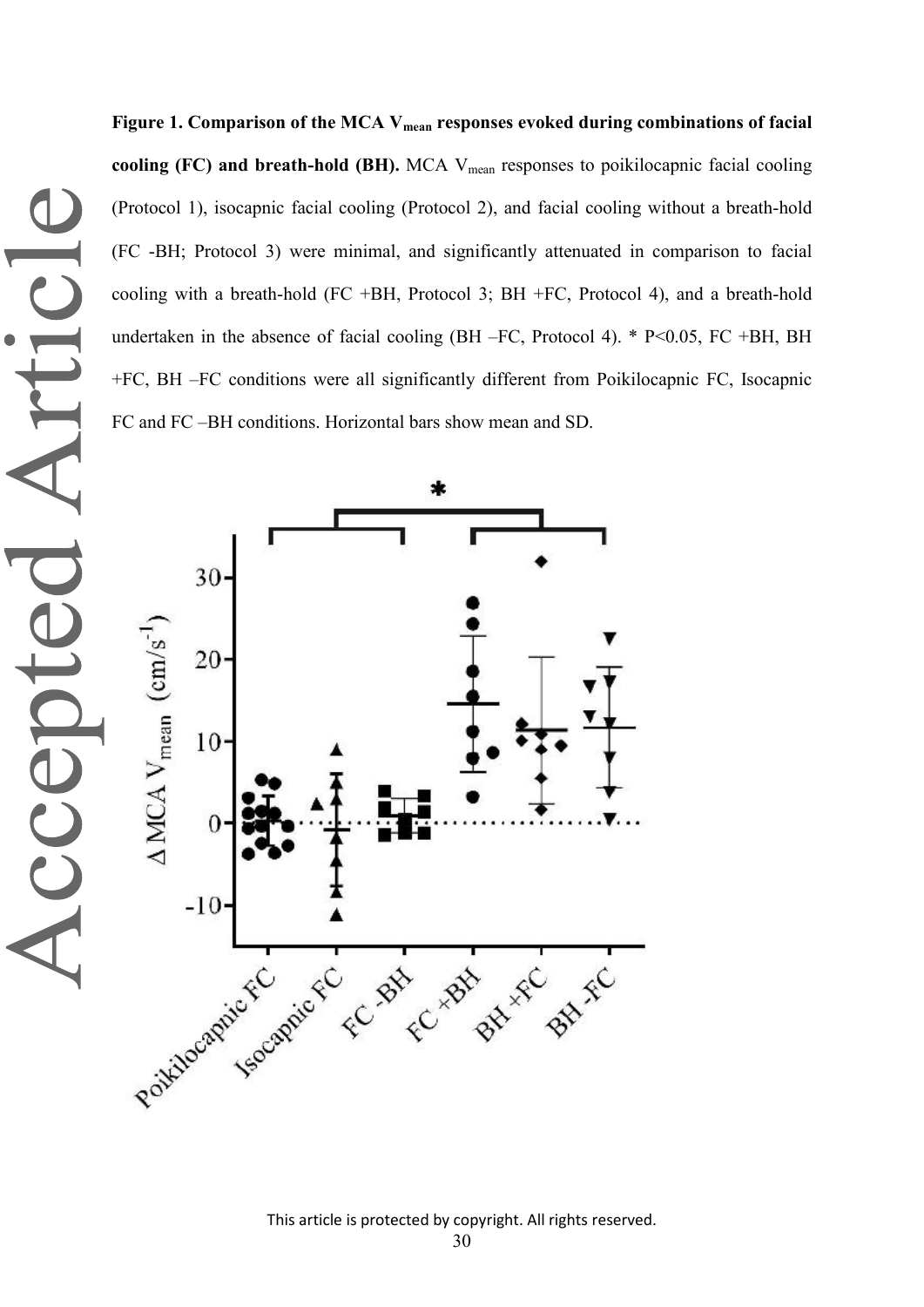**Figure 1. Comparison of the MCA $V_{mean}$ responses evoked during combinations of facial cooling (FC) and breath-hold (BH).** MCA $V_{mean}$ responses to poikilocapnic facial cooling (Protocol 1), isocapnic facial cooling (Protocol 2), and facial cooling without a breath-hold (FC -BH; Protocol 3) were minimal, and significantly attenuated in comparison to facial cooling with a breath-hold (FC +BH, Protocol 3; BH +FC, Protocol 4), and a breath-hold undertaken in the absence of facial cooling (BH –FC, Protocol 4). * P<0.05, FC +BH, BH +FC, BH –FC conditions were all significantly different from Poikilocapnic FC, Isocapnic FC and FC –BH conditions. Horizontal bars show mean and SD.

*

30

20

10

0

-10

Δ MCA $V_{mean}$ ($cm/s^{-1}$)

Poikilocapnic FC

Isocapnic FC

FC -BH

FC +BH

BH +FC

BH -FC